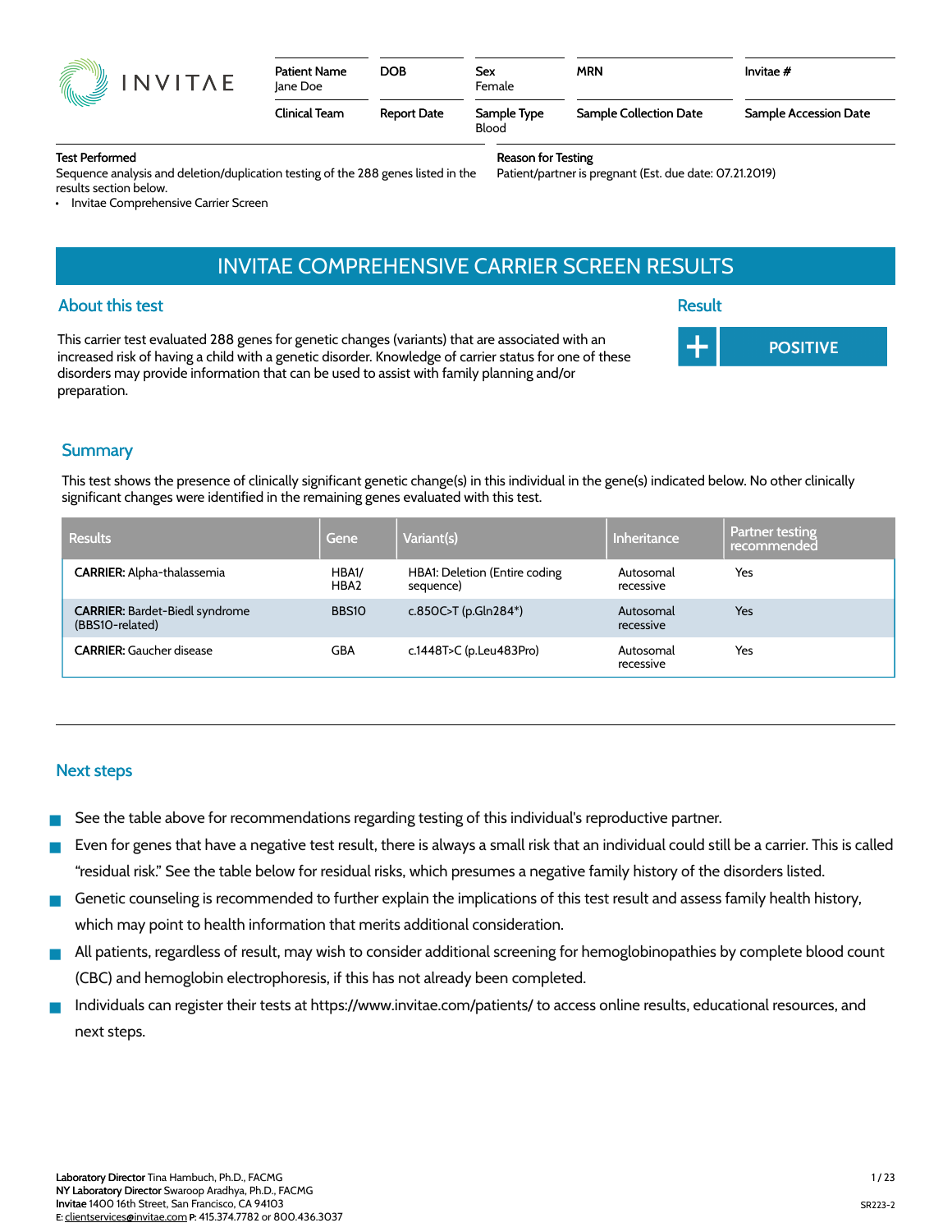INVITAE

| Patient Name | DOB | Sex | MRN | Invitae # |
|---|---|---|---|---|
| Jane Doe | | Female | | |
| **Clinical Team** | **Report Date** | **Sample Type** | **Sample Collection Date** | **Sample Accession Date** |
| | | Blood | | |

**Test Performed**

Sequence analysis and deletion/duplication testing of the 288 genes listed in the results section below.

- Invitae Comprehensive Carrier Screen

**Reason for Testing**

Patient/partner is pregnant (Est. due date: 07.21.2019)

# INVITAE COMPREHENSIVE CARRIER SCREEN RESULTS

## About this test

This carrier test evaluated 288 genes for genetic changes (variants) that are associated with an increased risk of having a child with a genetic disorder. Knowledge of carrier status for one of these disorders may provide information that can be used to assist with family planning and/or preparation.

## Result

**+ POSITIVE**

## Summary

This test shows the presence of clinically significant genetic change(s) in this individual in the gene(s) indicated below. No other clinically significant changes were identified in the remaining genes evaluated with this test.

| Results | Gene | Variant(s) | Inheritance | Partner testing recommended |
|---|---|---|---|---|
| **CARRIER:** Alpha-thalassemia | HBA1/ HBA2 | HBA1: Deletion (Entire coding sequence) | Autosomal recessive | Yes |
| **CARRIER:** Bardet-Biedl syndrome (BBS10-related) | BBS10 | c.850C>T (p.Gln284*) | Autosomal recessive | Yes |
| **CARRIER:** Gaucher disease | GBA | c.1448T>C (p.Leu483Pro) | Autosomal recessive | Yes |

## Next steps

- See the table above for recommendations regarding testing of this individual's reproductive partner.
- Even for genes that have a negative test result, there is always a small risk that an individual could still be a carrier. This is called "residual risk." See the table below for residual risks, which presumes a negative family history of the disorders listed.
- Genetic counseling is recommended to further explain the implications of this test result and assess family health history, which may point to health information that merits additional consideration.
- All patients, regardless of result, may wish to consider additional screening for hemoglobinopathies by complete blood count (CBC) and hemoglobin electrophoresis, if this has not already been completed.
- Individuals can register their tests at https://www.invitae.com/patients/ to access online results, educational resources, and next steps.

**Laboratory Director** Tina Hambuch, Ph.D., FACMG
**NY Laboratory Director** Swaroop Aradhya, Ph.D., FACMG
**Invitae** 1400 16th Street, San Francisco, CA 94103
E: clientservices@invitae.com P: 415.374.7782 or 800.436.3037

SR223-2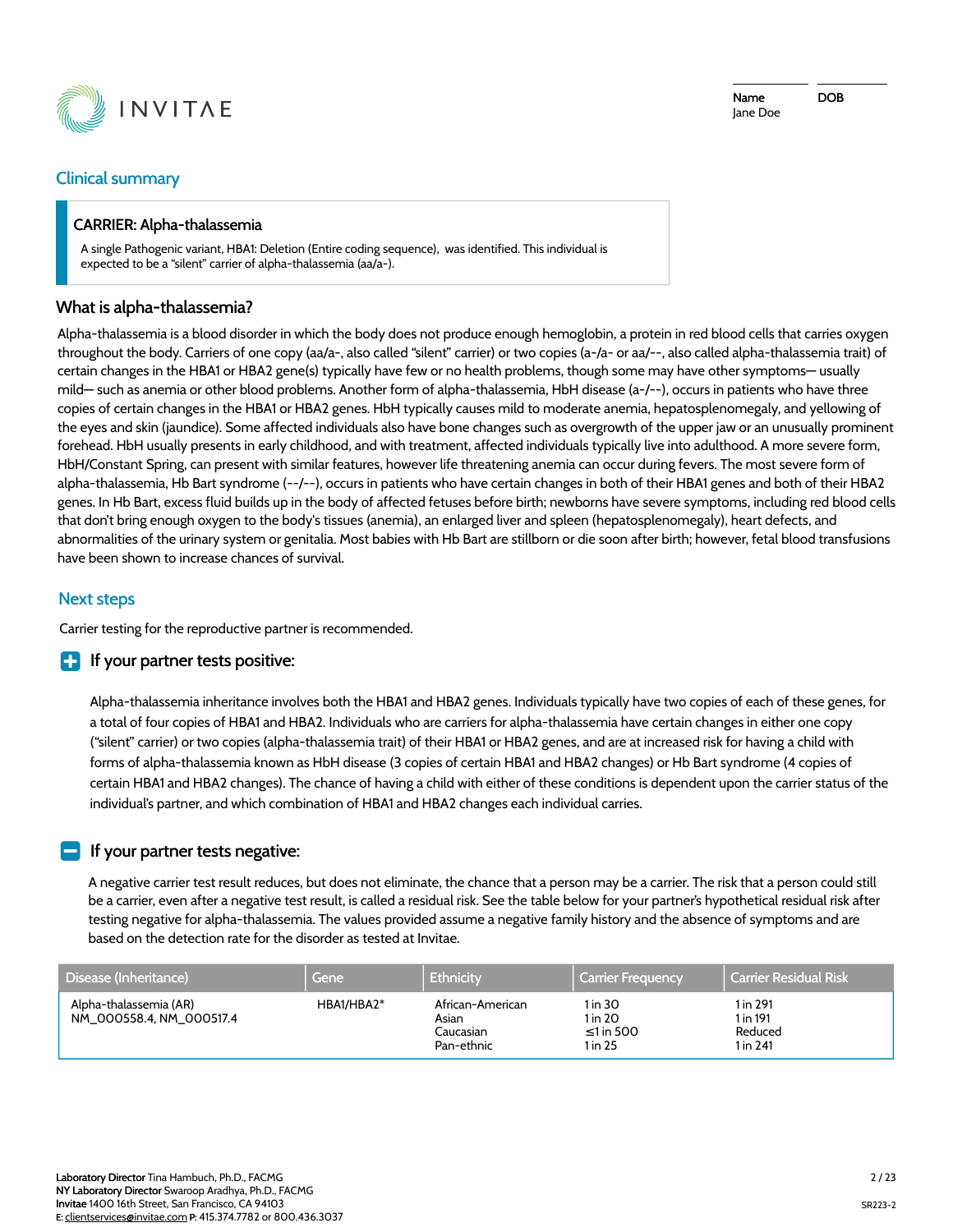| Name | DOB |
|---|---|
| Jane Doe | |

## Clinical summary

**CARRIER: Alpha-thalassemia**

A single Pathogenic variant, HBA1: Deletion (Entire coding sequence), was identified. This individual is expected to be a "silent" carrier of alpha-thalassemia (aa/a-).

### What is alpha-thalassemia?

Alpha-thalassemia is a blood disorder in which the body does not produce enough hemoglobin, a protein in red blood cells that carries oxygen throughout the body. Carriers of one copy (aa/a-, also called "silent" carrier) or two copies (a-/a- or aa/--, also called alpha-thalassemia trait) of certain changes in the HBA1 or HBA2 gene(s) typically have few or no health problems, though some may have other symptoms— usually mild— such as anemia or other blood problems. Another form of alpha-thalassemia, HbH disease (a-/--), occurs in patients who have three copies of certain changes in the HBA1 or HBA2 genes. HbH typically causes mild to moderate anemia, hepatosplenomegaly, and yellowing of the eyes and skin (jaundice). Some affected individuals also have bone changes such as overgrowth of the upper jaw or an unusually prominent forehead. HbH usually presents in early childhood, and with treatment, affected individuals typically live into adulthood. A more severe form, HbH/Constant Spring, can present with similar features, however life threatening anemia can occur during fevers. The most severe form of alpha-thalassemia, Hb Bart syndrome (--/--), occurs in patients who have certain changes in both of their HBA1 genes and both of their HBA2 genes. In Hb Bart, excess fluid builds up in the body of affected fetuses before birth; newborns have severe symptoms, including red blood cells that don't bring enough oxygen to the body's tissues (anemia), an enlarged liver and spleen (hepatosplenomegaly), heart defects, and abnormalities of the urinary system or genitalia. Most babies with Hb Bart are stillborn or die soon after birth; however, fetal blood transfusions have been shown to increase chances of survival.

## Next steps

Carrier testing for the reproductive partner is recommended.

### If your partner tests positive:

Alpha-thalassemia inheritance involves both the HBA1 and HBA2 genes. Individuals typically have two copies of each of these genes, for a total of four copies of HBA1 and HBA2. Individuals who are carriers for alpha-thalassemia have certain changes in either one copy ("silent" carrier) or two copies (alpha-thalassemia trait) of their HBA1 or HBA2 genes, and are at increased risk for having a child with forms of alpha-thalassemia known as HbH disease (3 copies of certain HBA1 and HBA2 changes) or Hb Bart syndrome (4 copies of certain HBA1 and HBA2 changes). The chance of having a child with either of these conditions is dependent upon the carrier status of the individual's partner, and which combination of HBA1 and HBA2 changes each individual carries.

### If your partner tests negative:

A negative carrier test result reduces, but does not eliminate, the chance that a person may be a carrier. The risk that a person could still be a carrier, even after a negative test result, is called a residual risk. See the table below for your partner's hypothetical residual risk after testing negative for alpha-thalassemia. The values provided assume a negative family history and the absence of symptoms and are based on the detection rate for the disorder as tested at Invitae.

| Disease (Inheritance) | Gene | Ethnicity | Carrier Frequency | Carrier Residual Risk |
|---|---|---|---|---|
| Alpha-thalassemia (AR)<br>NM_000558.4, NM_000517.4 | HBA1/HBA2* | African-American<br>Asian<br>Caucasian<br>Pan-ethnic | 1 in 30<br>1 in 20<br>≤1 in 500<br>1 in 25 | 1 in 291<br>1 in 191<br>Reduced<br>1 in 241 |

**Laboratory Director** Tina Hambuch, Ph.D., FACMG
**NY Laboratory Director** Swaroop Aradhya, Ph.D., FACMG
**Invitae** 1400 16th Street, San Francisco, CA 94103
E: clientservices@invitae.com P: 415.374.7782 or 800.436.3037

SR223-2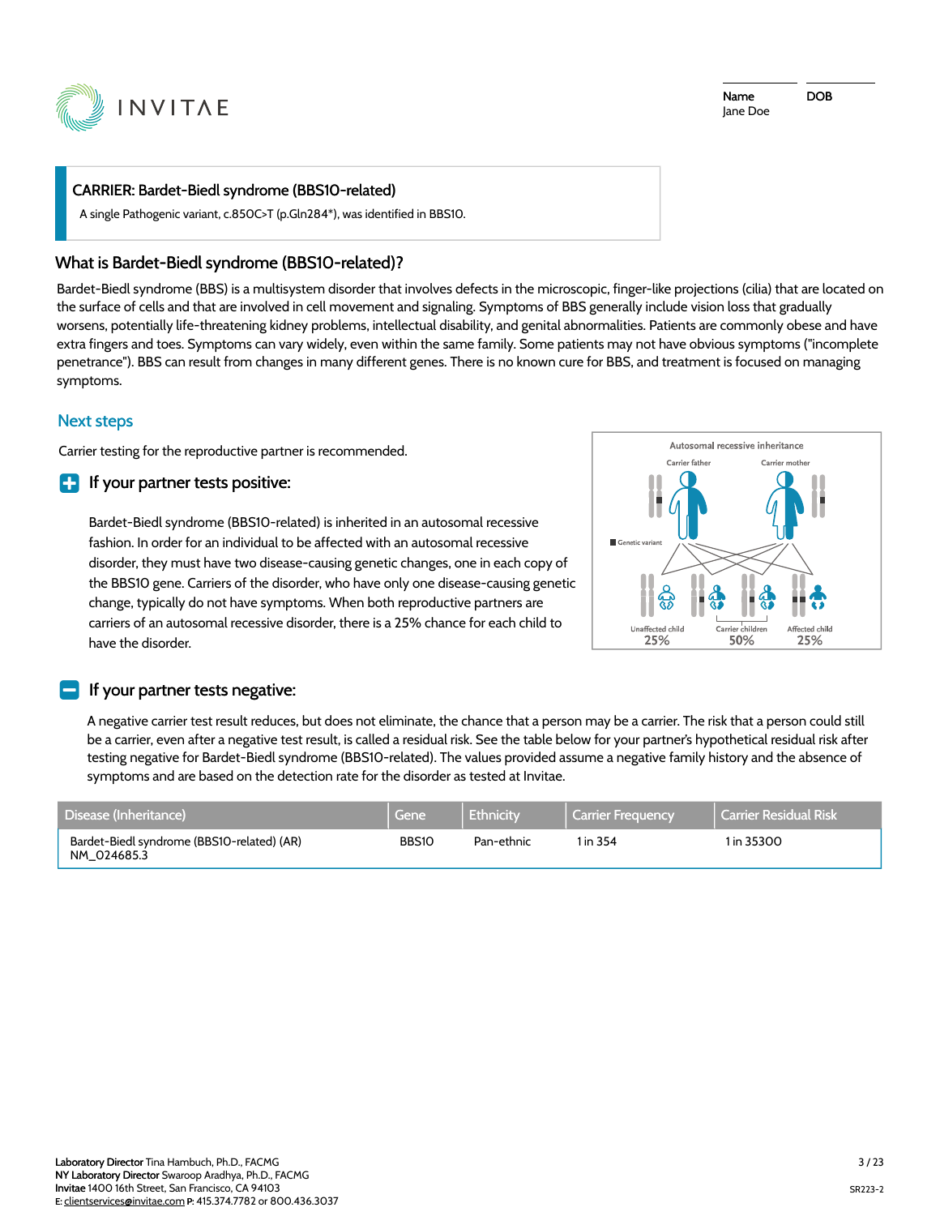Name: Jane Doe

DOB:

**CARRIER: Bardet-Biedl syndrome (BBS10-related)**

A single Pathogenic variant, c.850C>T (p.Gln284*), was identified in BBS10.

## What is Bardet-Biedl syndrome (BBS10-related)?

Bardet-Biedl syndrome (BBS) is a multisystem disorder that involves defects in the microscopic, finger-like projections (cilia) that are located on the surface of cells and that are involved in cell movement and signaling. Symptoms of BBS generally include vision loss that gradually worsens, potentially life-threatening kidney problems, intellectual disability, and genital abnormalities. Patients are commonly obese and have extra fingers and toes. Symptoms can vary widely, even within the same family. Some patients may not have obvious symptoms ("incomplete penetrance"). BBS can result from changes in many different genes. There is no known cure for BBS, and treatment is focused on managing symptoms.

## Next steps

Carrier testing for the reproductive partner is recommended.

### If your partner tests positive:

Bardet-Biedl syndrome (BBS10-related) is inherited in an autosomal recessive fashion. In order for an individual to be affected with an autosomal recessive disorder, they must have two disease-causing genetic changes, one in each copy of the BBS10 gene. Carriers of the disorder, who have only one disease-causing genetic change, typically do not have symptoms. When both reproductive partners are carriers of an autosomal recessive disorder, there is a 25% chance for each child to have the disorder.

Autosomal recessive inheritance

Carrier father — Carrier mother

Genetic variant

Unaffected child 25% — Carrier children 50% — Affected child 25%

### If your partner tests negative:

A negative carrier test result reduces, but does not eliminate, the chance that a person may be a carrier. The risk that a person could still be a carrier, even after a negative test result, is called a residual risk. See the table below for your partner's hypothetical residual risk after testing negative for Bardet-Biedl syndrome (BBS10-related). The values provided assume a negative family history and the absence of symptoms and are based on the detection rate for the disorder as tested at Invitae.

| Disease (Inheritance) | Gene | Ethnicity | Carrier Frequency | Carrier Residual Risk |
|---|---|---|---|---|
| Bardet-Biedl syndrome (BBS10-related) (AR) NM_024685.3 | BBS10 | Pan-ethnic | 1 in 354 | 1 in 35300 |

**Laboratory Director** Tina Hambuch, Ph.D., FACMG
**NY Laboratory Director** Swaroop Aradhya, Ph.D., FACMG
**Invitae** 1400 16th Street, San Francisco, CA 94103
**E:** clientservices@invitae.com **P:** 415.374.7782 or 800.436.3037

SR223-2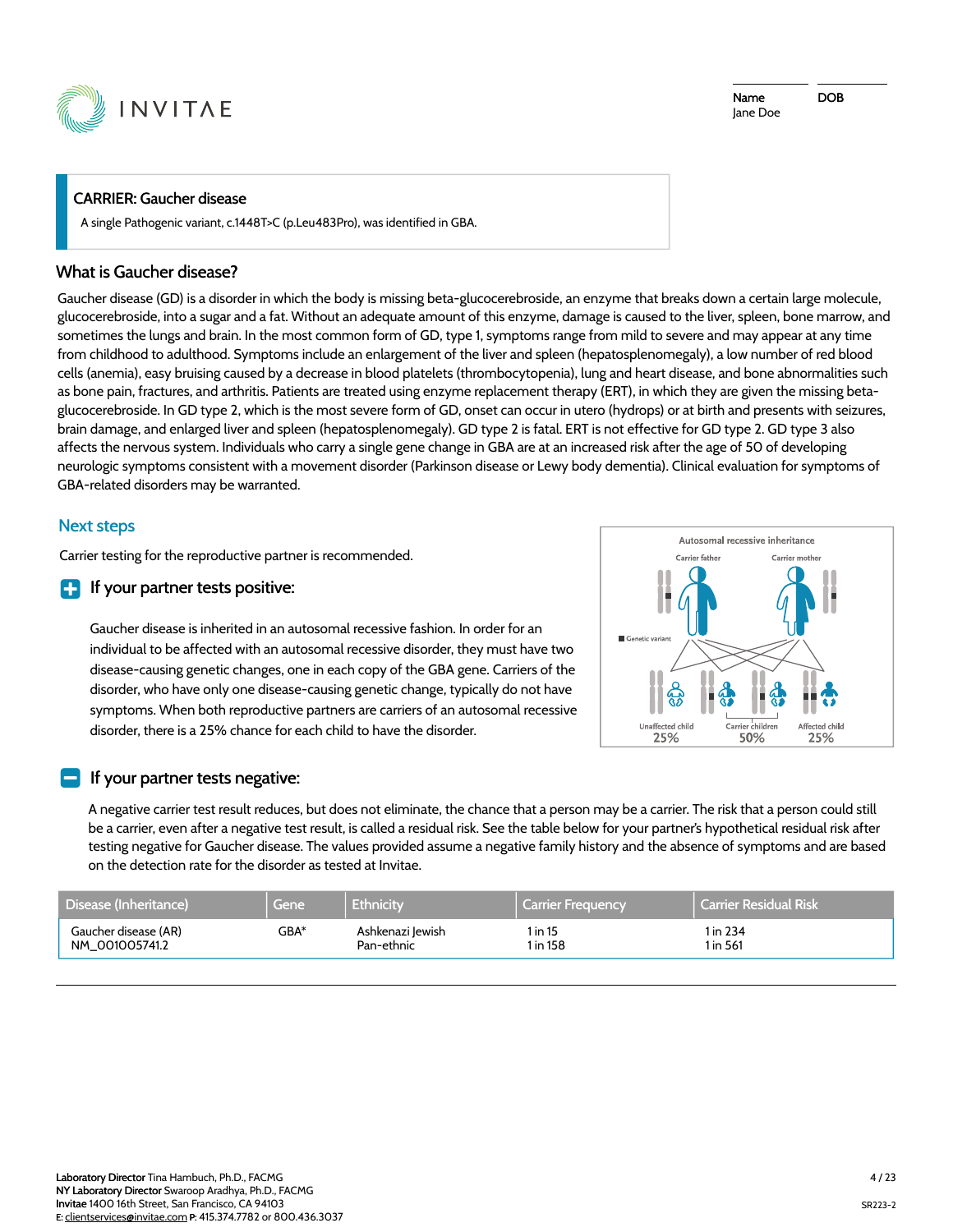Name: Jane Doe

DOB:

## CARRIER: Gaucher disease

A single Pathogenic variant, c.1448T>C (p.Leu483Pro), was identified in GBA.

## What is Gaucher disease?

Gaucher disease (GD) is a disorder in which the body is missing beta-glucocerebroside, an enzyme that breaks down a certain large molecule, glucocerebroside, into a sugar and a fat. Without an adequate amount of this enzyme, damage is caused to the liver, spleen, bone marrow, and sometimes the lungs and brain. In the most common form of GD, type 1, symptoms range from mild to severe and may appear at any time from childhood to adulthood. Symptoms include an enlargement of the liver and spleen (hepatosplenomegaly), a low number of red blood cells (anemia), easy bruising caused by a decrease in blood platelets (thrombocytopenia), lung and heart disease, and bone abnormalities such as bone pain, fractures, and arthritis. Patients are treated using enzyme replacement therapy (ERT), in which they are given the missing beta-glucocerebroside. In GD type 2, which is the most severe form of GD, onset can occur in utero (hydrops) or at birth and presents with seizures, brain damage, and enlarged liver and spleen (hepatosplenomegaly). GD type 2 is fatal. ERT is not effective for GD type 2. GD type 3 also affects the nervous system. Individuals who carry a single gene change in GBA are at an increased risk after the age of 50 of developing neurologic symptoms consistent with a movement disorder (Parkinson disease or Lewy body dementia). Clinical evaluation for symptoms of GBA-related disorders may be warranted.

## Next steps

Carrier testing for the reproductive partner is recommended.

### If your partner tests positive:

Gaucher disease is inherited in an autosomal recessive fashion. In order for an individual to be affected with an autosomal recessive disorder, they must have two disease-causing genetic changes, one in each copy of the GBA gene. Carriers of the disorder, who have only one disease-causing genetic change, typically do not have symptoms. When both reproductive partners are carriers of an autosomal recessive disorder, there is a 25% chance for each child to have the disorder.

Autosomal recessive inheritance

Carrier father | Carrier mother

Genetic variant

Unaffected child 25% | Carrier children 50% | Affected child 25%

### If your partner tests negative:

A negative carrier test result reduces, but does not eliminate, the chance that a person may be a carrier. The risk that a person could still be a carrier, even after a negative test result, is called a residual risk. See the table below for your partner's hypothetical residual risk after testing negative for Gaucher disease. The values provided assume a negative family history and the absence of symptoms and are based on the detection rate for the disorder as tested at Invitae.

| Disease (Inheritance) | Gene | Ethnicity | Carrier Frequency | Carrier Residual Risk |
|---|---|---|---|---|
| Gaucher disease (AR) NM_001005741.2 | GBA* | Ashkenazi Jewish<br>Pan-ethnic | 1 in 15<br>1 in 158 | 1 in 234<br>1 in 561 |

**Laboratory Director** Tina Hambuch, Ph.D., FACMG
**NY Laboratory Director** Swaroop Aradhya, Ph.D., FACMG
**Invitae** 1400 16th Street, San Francisco, CA 94103
E: clientservices@invitae.com **P:** 415.374.7782 or 800.436.3037

SR223-2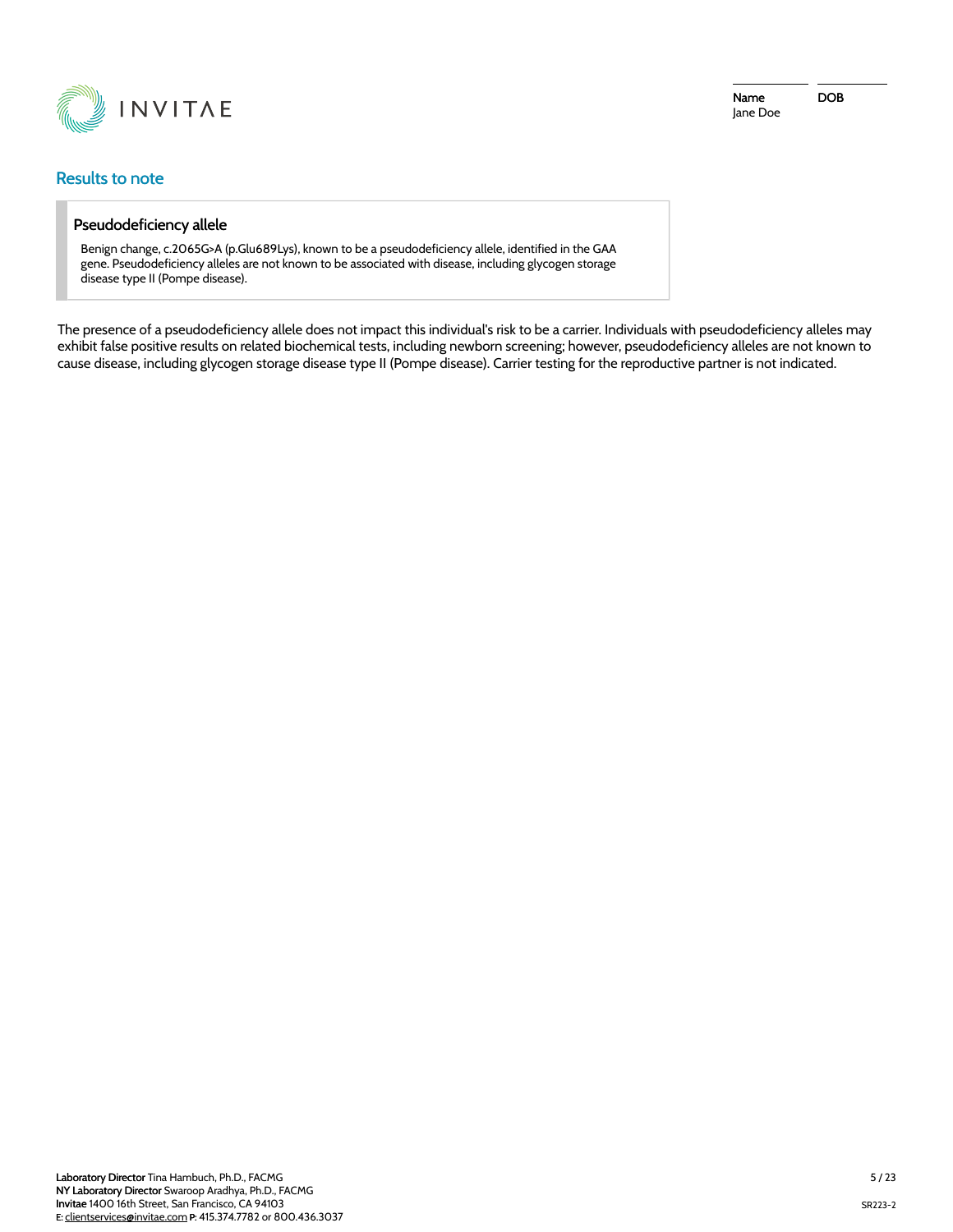Name: Jane Doe
DOB:

## Results to note

### Pseudodeficiency allele

Benign change, c.2065G>A (p.Glu689Lys), known to be a pseudodeficiency allele, identified in the GAA gene. Pseudodeficiency alleles are not known to be associated with disease, including glycogen storage disease type II (Pompe disease).

The presence of a pseudodeficiency allele does not impact this individual's risk to be a carrier. Individuals with pseudodeficiency alleles may exhibit false positive results on related biochemical tests, including newborn screening; however, pseudodeficiency alleles are not known to cause disease, including glycogen storage disease type II (Pompe disease). Carrier testing for the reproductive partner is not indicated.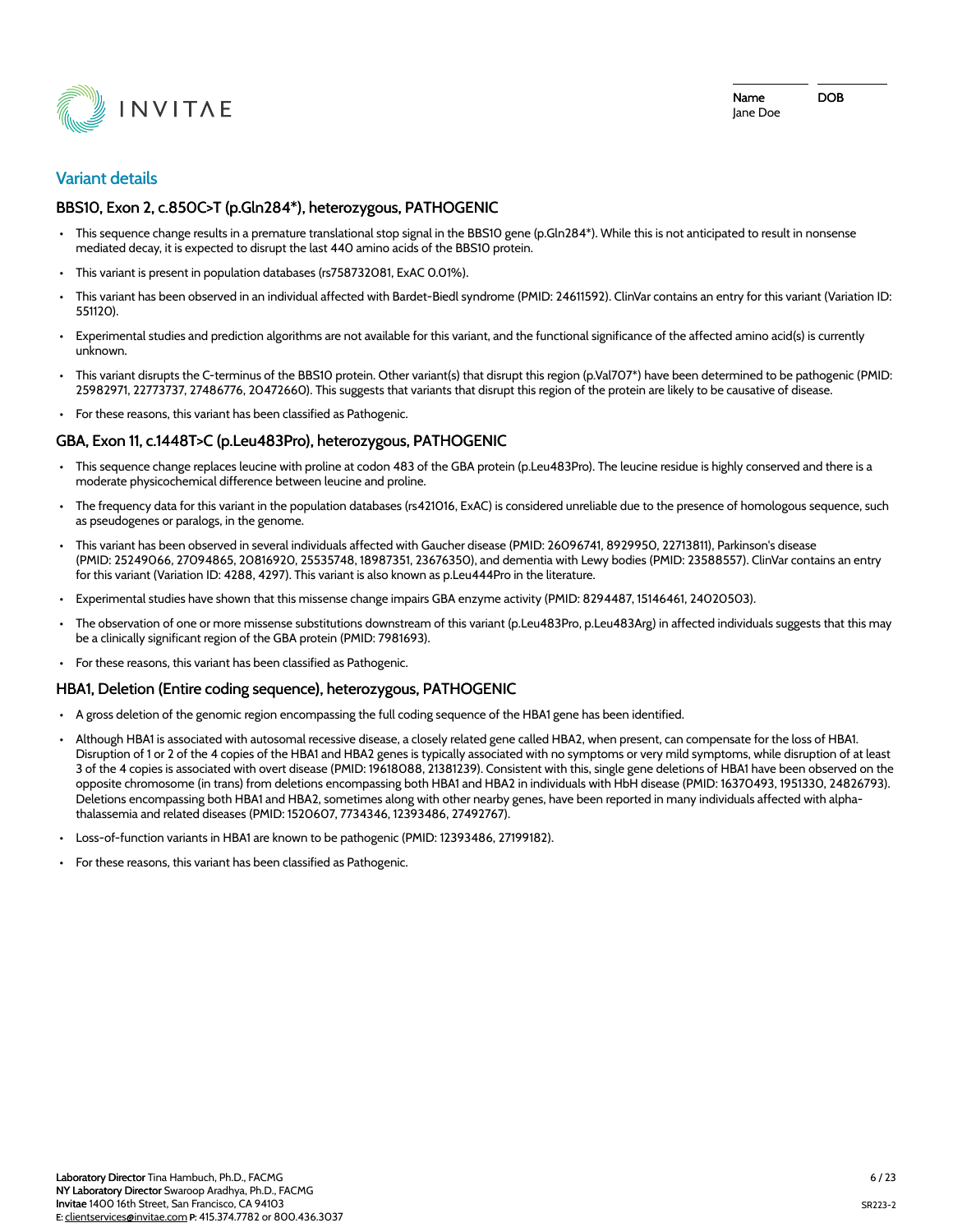## Variant details

### BBS10, Exon 2, c.850C>T (p.Gln284*), heterozygous, PATHOGENIC

- This sequence change results in a premature translational stop signal in the BBS10 gene (p.Gln284*). While this is not anticipated to result in nonsense mediated decay, it is expected to disrupt the last 440 amino acids of the BBS10 protein.
- This variant is present in population databases (rs758732081, ExAC 0.01%).
- This variant has been observed in an individual affected with Bardet-Biedl syndrome (PMID: 24611592). ClinVar contains an entry for this variant (Variation ID: 551120).
- Experimental studies and prediction algorithms are not available for this variant, and the functional significance of the affected amino acid(s) is currently unknown.
- This variant disrupts the C-terminus of the BBS10 protein. Other variant(s) that disrupt this region (p.Val707*) have been determined to be pathogenic (PMID: 25982971, 22773737, 27486776, 20472660). This suggests that variants that disrupt this region of the protein are likely to be causative of disease.
- For these reasons, this variant has been classified as Pathogenic.

### GBA, Exon 11, c.1448T>C (p.Leu483Pro), heterozygous, PATHOGENIC

- This sequence change replaces leucine with proline at codon 483 of the GBA protein (p.Leu483Pro). The leucine residue is highly conserved and there is a moderate physicochemical difference between leucine and proline.
- The frequency data for this variant in the population databases (rs421016, ExAC) is considered unreliable due to the presence of homologous sequence, such as pseudogenes or paralogs, in the genome.
- This variant has been observed in several individuals affected with Gaucher disease (PMID: 26096741, 8929950, 22713811), Parkinson's disease (PMID: 25249066, 27094865, 20816920, 25535748, 18987351, 23676350), and dementia with Lewy bodies (PMID: 23588557). ClinVar contains an entry for this variant (Variation ID: 4288, 4297). This variant is also known as p.Leu444Pro in the literature.
- Experimental studies have shown that this missense change impairs GBA enzyme activity (PMID: 8294487, 15146461, 24020503).
- The observation of one or more missense substitutions downstream of this variant (p.Leu483Pro, p.Leu483Arg) in affected individuals suggests that this may be a clinically significant region of the GBA protein (PMID: 7981693).
- For these reasons, this variant has been classified as Pathogenic.

### HBA1, Deletion (Entire coding sequence), heterozygous, PATHOGENIC

- A gross deletion of the genomic region encompassing the full coding sequence of the HBA1 gene has been identified.
- Although HBA1 is associated with autosomal recessive disease, a closely related gene called HBA2, when present, can compensate for the loss of HBA1. Disruption of 1 or 2 of the 4 copies of the HBA1 and HBA2 genes is typically associated with no symptoms or very mild symptoms, while disruption of at least 3 of the 4 copies is associated with overt disease (PMID: 19618088, 21381239). Consistent with this, single gene deletions of HBA1 have been observed on the opposite chromosome (in trans) from deletions encompassing both HBA1 and HBA2 in individuals with HbH disease (PMID: 16370493, 1951330, 24826793). Deletions encompassing both HBA1 and HBA2, sometimes along with other nearby genes, have been reported in many individuals affected with alpha-thalassemia and related diseases (PMID: 1520607, 7734346, 12393486, 27492767).
- Loss-of-function variants in HBA1 are known to be pathogenic (PMID: 12393486, 27199182).
- For these reasons, this variant has been classified as Pathogenic.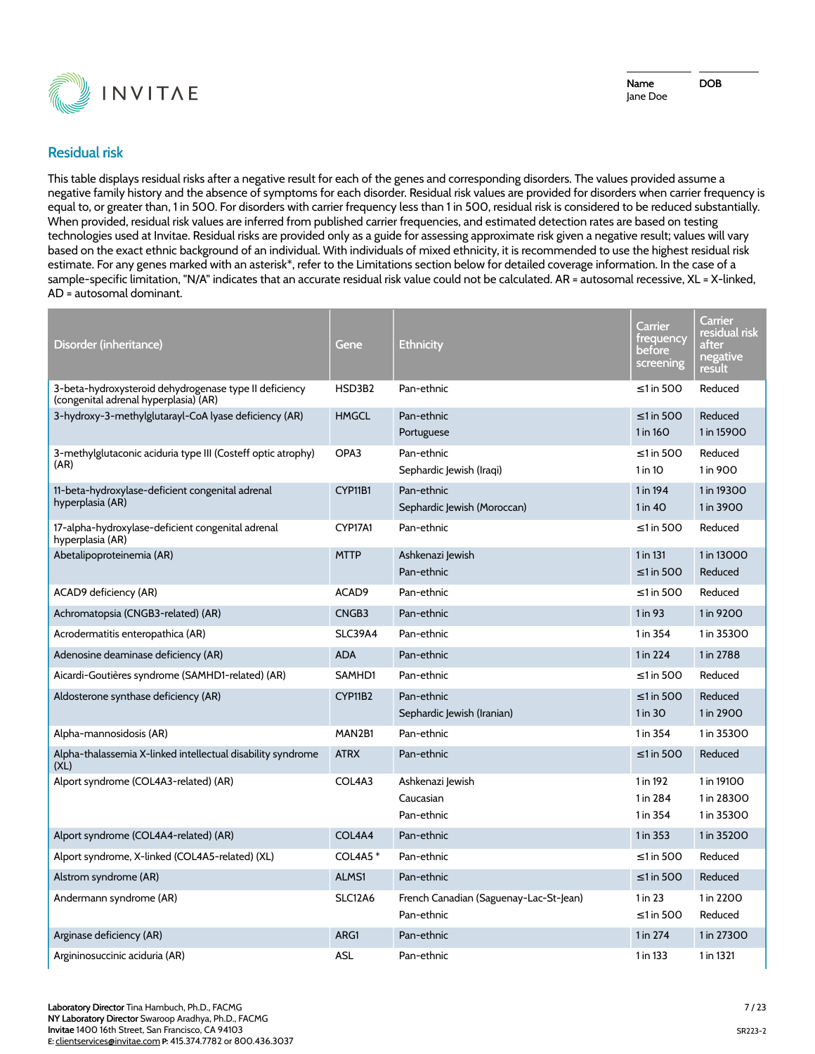Name: Jane Doe
DOB:

## Residual risk

This table displays residual risks after a negative result for each of the genes and corresponding disorders. The values provided assume a negative family history and the absence of symptoms for each disorder. Residual risk values are provided for disorders when carrier frequency is equal to, or greater than, 1 in 500. For disorders with carrier frequency less than 1 in 500, residual risk is considered to be reduced substantially. When provided, residual risk values are inferred from published carrier frequencies, and estimated detection rates are based on testing technologies used at Invitae. Residual risks are provided only as a guide for assessing approximate risk given a negative result; values will vary based on the exact ethnic background of an individual. With individuals of mixed ethnicity, it is recommended to use the highest residual risk estimate. For any genes marked with an asterisk*, refer to the Limitations section below for detailed coverage information. In the case of a sample-specific limitation, "N/A" indicates that an accurate residual risk value could not be calculated. AR = autosomal recessive, XL = X-linked, AD = autosomal dominant.

| Disorder (inheritance) | Gene | Ethnicity | Carrier frequency before screening | Carrier residual risk after negative result |
|---|---|---|---|---|
| 3-beta-hydroxysteroid dehydrogenase type II deficiency (congenital adrenal hyperplasia) (AR) | HSD3B2 | Pan-ethnic | ≤1 in 500 | Reduced |
| 3-hydroxy-3-methylglutaryl-CoA lyase deficiency (AR) | HMGCL | Pan-ethnic | ≤1 in 500 | Reduced |
| | | Portuguese | 1 in 160 | 1 in 15900 |
| 3-methylglutaconic aciduria type III (Costeff optic atrophy) (AR) | OPA3 | Pan-ethnic | ≤1 in 500 | Reduced |
| | | Sephardic Jewish (Iraqi) | 1 in 10 | 1 in 900 |
| 11-beta-hydroxylase-deficient congenital adrenal hyperplasia (AR) | CYP11B1 | Pan-ethnic | 1 in 194 | 1 in 19300 |
| | | Sephardic Jewish (Moroccan) | 1 in 40 | 1 in 3900 |
| 17-alpha-hydroxylase-deficient congenital adrenal hyperplasia (AR) | CYP17A1 | Pan-ethnic | ≤1 in 500 | Reduced |
| Abetalipoproteinemia (AR) | MTTP | Ashkenazi Jewish | 1 in 131 | 1 in 13000 |
| | | Pan-ethnic | ≤1 in 500 | Reduced |
| ACAD9 deficiency (AR) | ACAD9 | Pan-ethnic | ≤1 in 500 | Reduced |
| Achromatopsia (CNGB3-related) (AR) | CNGB3 | Pan-ethnic | 1 in 93 | 1 in 9200 |
| Acrodermatitis enteropathica (AR) | SLC39A4 | Pan-ethnic | 1 in 354 | 1 in 35300 |
| Adenosine deaminase deficiency (AR) | ADA | Pan-ethnic | 1 in 224 | 1 in 2788 |
| Aicardi-Goutières syndrome (SAMHD1-related) (AR) | SAMHD1 | Pan-ethnic | ≤1 in 500 | Reduced |
| Aldosterone synthase deficiency (AR) | CYP11B2 | Pan-ethnic | ≤1 in 500 | Reduced |
| | | Sephardic Jewish (Iranian) | 1 in 30 | 1 in 2900 |
| Alpha-mannosidosis (AR) | MAN2B1 | Pan-ethnic | 1 in 354 | 1 in 35300 |
| Alpha-thalassemia X-linked intellectual disability syndrome (XL) | ATRX | Pan-ethnic | ≤1 in 500 | Reduced |
| Alport syndrome (COL4A3-related) (AR) | COL4A3 | Ashkenazi Jewish | 1 in 192 | 1 in 19100 |
| | | Caucasian | 1 in 284 | 1 in 28300 |
| | | Pan-ethnic | 1 in 354 | 1 in 35300 |
| Alport syndrome (COL4A4-related) (AR) | COL4A4 | Pan-ethnic | 1 in 353 | 1 in 35200 |
| Alport syndrome, X-linked (COL4A5-related) (XL) | COL4A5 * | Pan-ethnic | ≤1 in 500 | Reduced |
| Alstrom syndrome (AR) | ALMS1 | Pan-ethnic | ≤1 in 500 | Reduced |
| Andermann syndrome (AR) | SLC12A6 | French Canadian (Saguenay-Lac-St-Jean) | 1 in 23 | 1 in 2200 |
| | | Pan-ethnic | ≤1 in 500 | Reduced |
| Arginase deficiency (AR) | ARG1 | Pan-ethnic | 1 in 274 | 1 in 27300 |
| Argininosuccinic aciduria (AR) | ASL | Pan-ethnic | 1 in 133 | 1 in 1321 |

**Laboratory Director** Tina Hambuch, Ph.D., FACMG
**NY Laboratory Director** Swaroop Aradhya, Ph.D., FACMG
**Invitae** 1400 16th Street, San Francisco, CA 94103
E: clientservices@invitae.com P: 415.374.7782 or 800.436.3037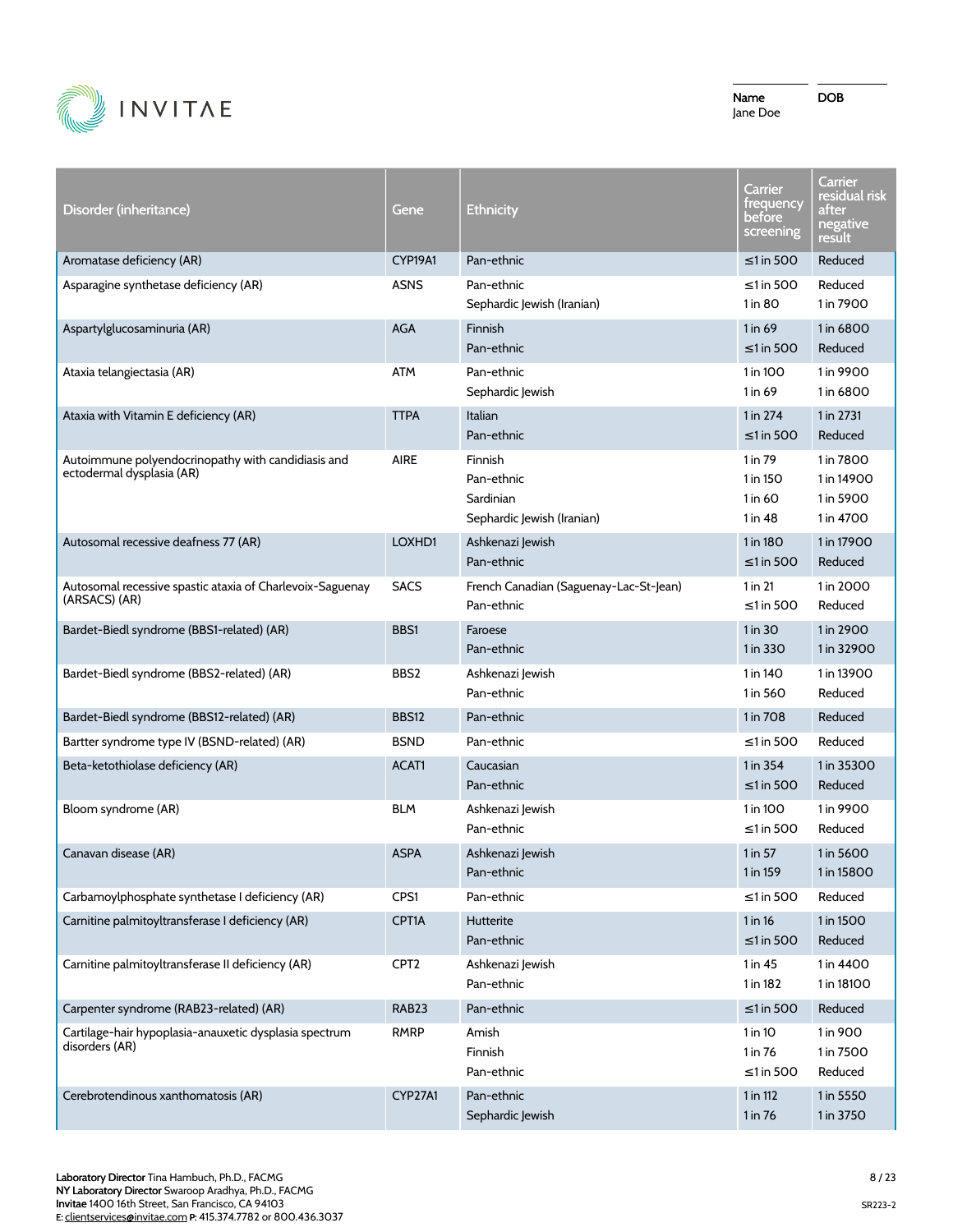Name: Jane Doe

DOB

| Disorder (inheritance) | Gene | Ethnicity | Carrier frequency before screening | Carrier residual risk after negative result |
|---|---|---|---|---|
| Aromatase deficiency (AR) | CYP19A1 | Pan-ethnic | ≤1 in 500 | Reduced |
| Asparagine synthetase deficiency (AR) | ASNS | Pan-ethnic | ≤1 in 500 | Reduced |
| | | Sephardic Jewish (Iranian) | 1 in 80 | 1 in 7900 |
| Aspartylglucosaminuria (AR) | AGA | Finnish | 1 in 69 | 1 in 6800 |
| | | Pan-ethnic | ≤1 in 500 | Reduced |
| Ataxia telangiectasia (AR) | ATM | Pan-ethnic | 1 in 100 | 1 in 9900 |
| | | Sephardic Jewish | 1 in 69 | 1 in 6800 |
| Ataxia with Vitamin E deficiency (AR) | TTPA | Italian | 1 in 274 | 1 in 2731 |
| | | Pan-ethnic | ≤1 in 500 | Reduced |
| Autoimmune polyendocrinopathy with candidiasis and ectodermal dysplasia (AR) | AIRE | Finnish | 1 in 79 | 1 in 7800 |
| | | Pan-ethnic | 1 in 150 | 1 in 14900 |
| | | Sardinian | 1 in 60 | 1 in 5900 |
| | | Sephardic Jewish (Iranian) | 1 in 48 | 1 in 4700 |
| Autosomal recessive deafness 77 (AR) | LOXHD1 | Ashkenazi Jewish | 1 in 180 | 1 in 17900 |
| | | Pan-ethnic | ≤1 in 500 | Reduced |
| Autosomal recessive spastic ataxia of Charlevoix-Saguenay (ARSACS) (AR) | SACS | French Canadian (Saguenay-Lac-St-Jean) | 1 in 21 | 1 in 2000 |
| | | Pan-ethnic | ≤1 in 500 | Reduced |
| Bardet-Biedl syndrome (BBS1-related) (AR) | BBS1 | Faroese | 1 in 30 | 1 in 2900 |
| | | Pan-ethnic | 1 in 330 | 1 in 32900 |
| Bardet-Biedl syndrome (BBS2-related) (AR) | BBS2 | Ashkenazi Jewish | 1 in 140 | 1 in 13900 |
| | | Pan-ethnic | 1 in 560 | Reduced |
| Bardet-Biedl syndrome (BBS12-related) (AR) | BBS12 | Pan-ethnic | 1 in 708 | Reduced |
| Bartter syndrome type IV (BSND-related) (AR) | BSND | Pan-ethnic | ≤1 in 500 | Reduced |
| Beta-ketothiolase deficiency (AR) | ACAT1 | Caucasian | 1 in 354 | 1 in 35300 |
| | | Pan-ethnic | ≤1 in 500 | Reduced |
| Bloom syndrome (AR) | BLM | Ashkenazi Jewish | 1 in 100 | 1 in 9900 |
| | | Pan-ethnic | ≤1 in 500 | Reduced |
| Canavan disease (AR) | ASPA | Ashkenazi Jewish | 1 in 57 | 1 in 5600 |
| | | Pan-ethnic | 1 in 159 | 1 in 15800 |
| Carbamoylphosphate synthetase I deficiency (AR) | CPS1 | Pan-ethnic | ≤1 in 500 | Reduced |
| Carnitine palmitoyltransferase I deficiency (AR) | CPT1A | Hutterite | 1 in 16 | 1 in 1500 |
| | | Pan-ethnic | ≤1 in 500 | Reduced |
| Carnitine palmitoyltransferase II deficiency (AR) | CPT2 | Ashkenazi Jewish | 1 in 45 | 1 in 4400 |
| | | Pan-ethnic | 1 in 182 | 1 in 18100 |
| Carpenter syndrome (RAB23-related) (AR) | RAB23 | Pan-ethnic | ≤1 in 500 | Reduced |
| Cartilage-hair hypoplasia-anauxetic dysplasia spectrum disorders (AR) | RMRP | Amish | 1 in 10 | 1 in 900 |
| | | Finnish | 1 in 76 | 1 in 7500 |
| | | Pan-ethnic | ≤1 in 500 | Reduced |
| Cerebrotendinous xanthomatosis (AR) | CYP27A1 | Pan-ethnic | 1 in 112 | 1 in 5550 |
| | | Sephardic Jewish | 1 in 76 | 1 in 3750 |

**Laboratory Director** Tina Hambuch, Ph.D., FACMG
**NY Laboratory Director** Swaroop Aradhya, Ph.D., FACMG
**Invitae** 1400 16th Street, San Francisco, CA 94103
E: clientservices@invitae.com **P:** 415.374.7782 or 800.436.3037

SR223-2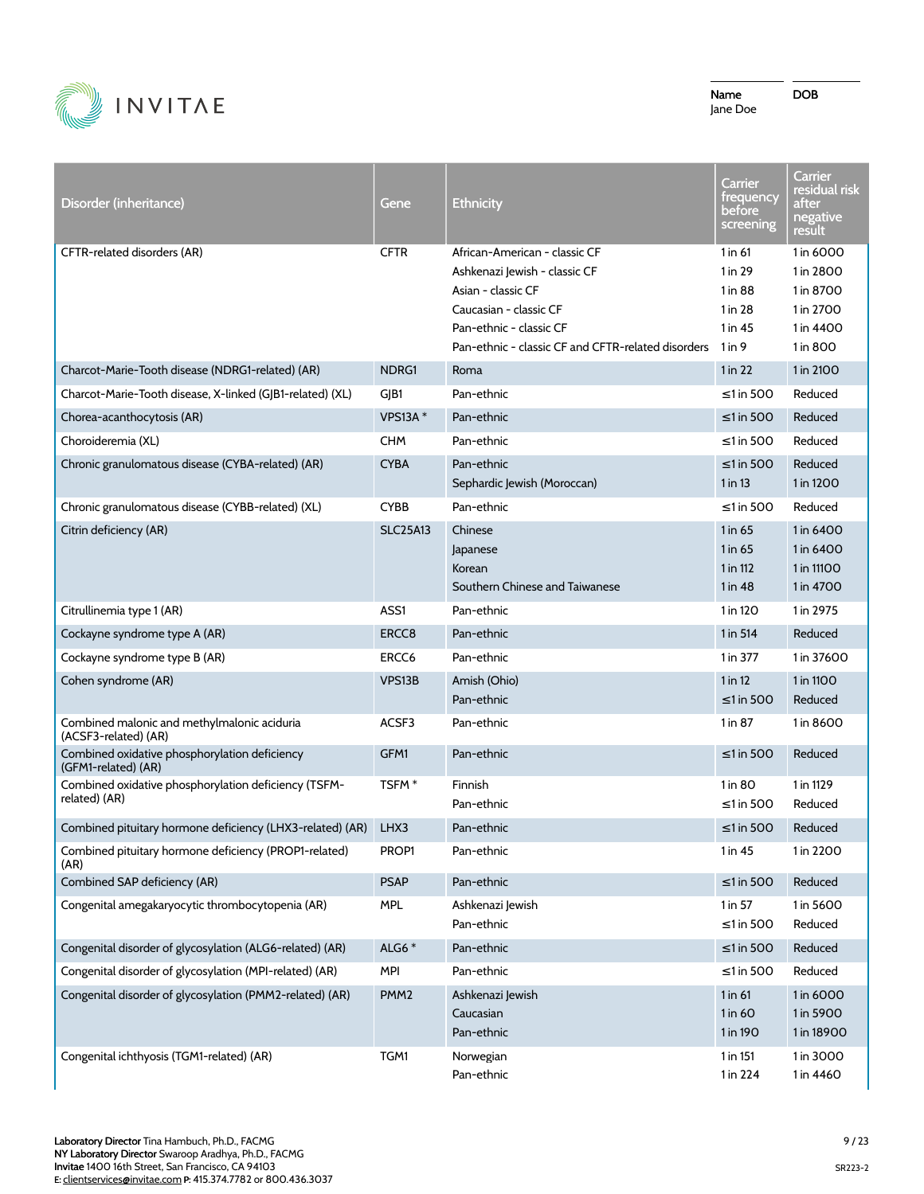Name: Jane Doe

DOB

| Disorder (inheritance) | Gene | Ethnicity | Carrier frequency before screening | Carrier residual risk after negative result |
|---|---|---|---|---|
| CFTR-related disorders (AR) | CFTR | African-American - classic CF | 1 in 61 | 1 in 6000 |
| | | Ashkenazi Jewish - classic CF | 1 in 29 | 1 in 2800 |
| | | Asian - classic CF | 1 in 88 | 1 in 8700 |
| | | Caucasian - classic CF | 1 in 28 | 1 in 2700 |
| | | Pan-ethnic - classic CF | 1 in 45 | 1 in 4400 |
| | | Pan-ethnic - classic CF and CFTR-related disorders | 1 in 9 | 1 in 800 |
| Charcot-Marie-Tooth disease (NDRG1-related) (AR) | NDRG1 | Roma | 1 in 22 | 1 in 2100 |
| Charcot-Marie-Tooth disease, X-linked (GJB1-related) (XL) | GJB1 | Pan-ethnic | ≤1 in 500 | Reduced |
| Chorea-acanthocytosis (AR) | VPS13A * | Pan-ethnic | ≤1 in 500 | Reduced |
| Choroideremia (XL) | CHM | Pan-ethnic | ≤1 in 500 | Reduced |
| Chronic granulomatous disease (CYBA-related) (AR) | CYBA | Pan-ethnic | ≤1 in 500 | Reduced |
| | | Sephardic Jewish (Moroccan) | 1 in 13 | 1 in 1200 |
| Chronic granulomatous disease (CYBB-related) (XL) | CYBB | Pan-ethnic | ≤1 in 500 | Reduced |
| Citrin deficiency (AR) | SLC25A13 | Chinese | 1 in 65 | 1 in 6400 |
| | | Japanese | 1 in 65 | 1 in 6400 |
| | | Korean | 1 in 112 | 1 in 11100 |
| | | Southern Chinese and Taiwanese | 1 in 48 | 1 in 4700 |
| Citrullinemia type 1 (AR) | ASS1 | Pan-ethnic | 1 in 120 | 1 in 2975 |
| Cockayne syndrome type A (AR) | ERCC8 | Pan-ethnic | 1 in 514 | Reduced |
| Cockayne syndrome type B (AR) | ERCC6 | Pan-ethnic | 1 in 377 | 1 in 37600 |
| Cohen syndrome (AR) | VPS13B | Amish (Ohio) | 1 in 12 | 1 in 1100 |
| | | Pan-ethnic | ≤1 in 500 | Reduced |
| Combined malonic and methylmalonic aciduria (ACSF3-related) (AR) | ACSF3 | Pan-ethnic | 1 in 87 | 1 in 8600 |
| Combined oxidative phosphorylation deficiency (GFM1-related) (AR) | GFM1 | Pan-ethnic | ≤1 in 500 | Reduced |
| Combined oxidative phosphorylation deficiency (TSFM-related) (AR) | TSFM * | Finnish | 1 in 80 | 1 in 1129 |
| | | Pan-ethnic | ≤1 in 500 | Reduced |
| Combined pituitary hormone deficiency (LHX3-related) (AR) | LHX3 | Pan-ethnic | ≤1 in 500 | Reduced |
| Combined pituitary hormone deficiency (PROP1-related) (AR) | PROP1 | Pan-ethnic | 1 in 45 | 1 in 2200 |
| Combined SAP deficiency (AR) | PSAP | Pan-ethnic | ≤1 in 500 | Reduced |
| Congenital amegakaryocytic thrombocytopenia (AR) | MPL | Ashkenazi Jewish | 1 in 57 | 1 in 5600 |
| | | Pan-ethnic | ≤1 in 500 | Reduced |
| Congenital disorder of glycosylation (ALG6-related) (AR) | ALG6 * | Pan-ethnic | ≤1 in 500 | Reduced |
| Congenital disorder of glycosylation (MPI-related) (AR) | MPI | Pan-ethnic | ≤1 in 500 | Reduced |
| Congenital disorder of glycosylation (PMM2-related) (AR) | PMM2 | Ashkenazi Jewish | 1 in 61 | 1 in 6000 |
| | | Caucasian | 1 in 60 | 1 in 5900 |
| | | Pan-ethnic | 1 in 190 | 1 in 18900 |
| Congenital ichthyosis (TGM1-related) (AR) | TGM1 | Norwegian | 1 in 151 | 1 in 3000 |
| | | Pan-ethnic | 1 in 224 | 1 in 4460 |

**Laboratory Director** Tina Hambuch, Ph.D., FACMG
**NY Laboratory Director** Swaroop Aradhya, Ph.D., FACMG
**Invitae** 1400 16th Street, San Francisco, CA 94103
E: clientservices@invitae.com P: 415.374.7782 or 800.436.3037

SR223-2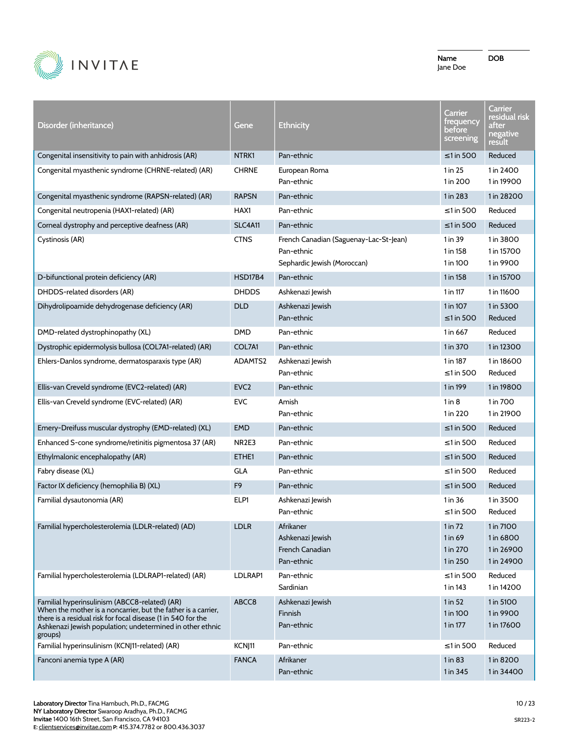INVITAE

| Name | DOB |
|---|---|
| Jane Doe | |

| Disorder (inheritance) | Gene | Ethnicity | Carrier frequency before screening | Carrier residual risk after negative result |
|---|---|---|---|---|
| Congenital insensitivity to pain with anhidrosis (AR) | NTRK1 | Pan-ethnic | ≤1 in 500 | Reduced |
| Congenital myasthenic syndrome (CHRNE-related) (AR) | CHRNE | European Roma<br>Pan-ethnic | 1 in 25<br>1 in 200 | 1 in 2400<br>1 in 19900 |
| Congenital myasthenic syndrome (RAPSN-related) (AR) | RAPSN | Pan-ethnic | 1 in 283 | 1 in 28200 |
| Congenital neutropenia (HAX1-related) (AR) | HAX1 | Pan-ethnic | ≤1 in 500 | Reduced |
| Corneal dystrophy and perceptive deafness (AR) | SLC4A11 | Pan-ethnic | ≤1 in 500 | Reduced |
| Cystinosis (AR) | CTNS | French Canadian (Saguenay-Lac-St-Jean)<br>Pan-ethnic<br>Sephardic Jewish (Moroccan) | 1 in 39<br>1 in 158<br>1 in 100 | 1 in 3800<br>1 in 15700<br>1 in 9900 |
| D-bifunctional protein deficiency (AR) | HSD17B4 | Pan-ethnic | 1 in 158 | 1 in 15700 |
| DHDDS-related disorders (AR) | DHDDS | Ashkenazi Jewish | 1 in 117 | 1 in 11600 |
| Dihydrolipoamide dehydrogenase deficiency (AR) | DLD | Ashkenazi Jewish<br>Pan-ethnic | 1 in 107<br>≤1 in 500 | 1 in 5300<br>Reduced |
| DMD-related dystrophinopathy (XL) | DMD | Pan-ethnic | 1 in 667 | Reduced |
| Dystrophic epidermolysis bullosa (COL7A1-related) (AR) | COL7A1 | Pan-ethnic | 1 in 370 | 1 in 12300 |
| Ehlers-Danlos syndrome, dermatosparaxis type (AR) | ADAMTS2 | Ashkenazi Jewish<br>Pan-ethnic | 1 in 187<br>≤1 in 500 | 1 in 18600<br>Reduced |
| Ellis-van Creveld syndrome (EVC2-related) (AR) | EVC2 | Pan-ethnic | 1 in 199 | 1 in 19800 |
| Ellis-van Creveld syndrome (EVC-related) (AR) | EVC | Amish<br>Pan-ethnic | 1 in 8<br>1 in 220 | 1 in 700<br>1 in 21900 |
| Emery-Dreifuss muscular dystrophy (EMD-related) (XL) | EMD | Pan-ethnic | ≤1 in 500 | Reduced |
| Enhanced S-cone syndrome/retinitis pigmentosa 37 (AR) | NR2E3 | Pan-ethnic | ≤1 in 500 | Reduced |
| Ethylmalonic encephalopathy (AR) | ETHE1 | Pan-ethnic | ≤1 in 500 | Reduced |
| Fabry disease (XL) | GLA | Pan-ethnic | ≤1 in 500 | Reduced |
| Factor IX deficiency (hemophilia B) (XL) | F9 | Pan-ethnic | ≤1 in 500 | Reduced |
| Familial dysautonomia (AR) | ELP1 | Ashkenazi Jewish<br>Pan-ethnic | 1 in 36<br>≤1 in 500 | 1 in 3500<br>Reduced |
| Familial hypercholesterolemia (LDLR-related) (AD) | LDLR | Afrikaner<br>Ashkenazi Jewish<br>French Canadian<br>Pan-ethnic | 1 in 72<br>1 in 69<br>1 in 270<br>1 in 250 | 1 in 7100<br>1 in 6800<br>1 in 26900<br>1 in 24900 |
| Familial hypercholesterolemia (LDLRAP1-related) (AR) | LDLRAP1 | Pan-ethnic<br>Sardinian | ≤1 in 500<br>1 in 143 | Reduced<br>1 in 14200 |
| Familial hyperinsulinism (ABCC8-related) (AR)<br>When the mother is a noncarrier, but the father is a carrier, there is a residual risk for focal disease (1 in 540 for the Ashkenazi Jewish population; undetermined in other ethnic groups) | ABCC8 | Ashkenazi Jewish<br>Finnish<br>Pan-ethnic | 1 in 52<br>1 in 100<br>1 in 177 | 1 in 5100<br>1 in 9900<br>1 in 17600 |
| Familial hyperinsulinism (KCNJ11-related) (AR) | KCNJ11 | Pan-ethnic | ≤1 in 500 | Reduced |
| Fanconi anemia type A (AR) | FANCA | Afrikaner<br>Pan-ethnic | 1 in 83<br>1 in 345 | 1 in 8200<br>1 in 34400 |

**Laboratory Director** Tina Hambuch, Ph.D., FACMG
**NY Laboratory Director** Swaroop Aradhya, Ph.D., FACMG
**Invitae** 1400 16th Street, San Francisco, CA 94103
E: clientservices@invitae.com **P:** 415.374.7782 or 800.436.3037

SR223-2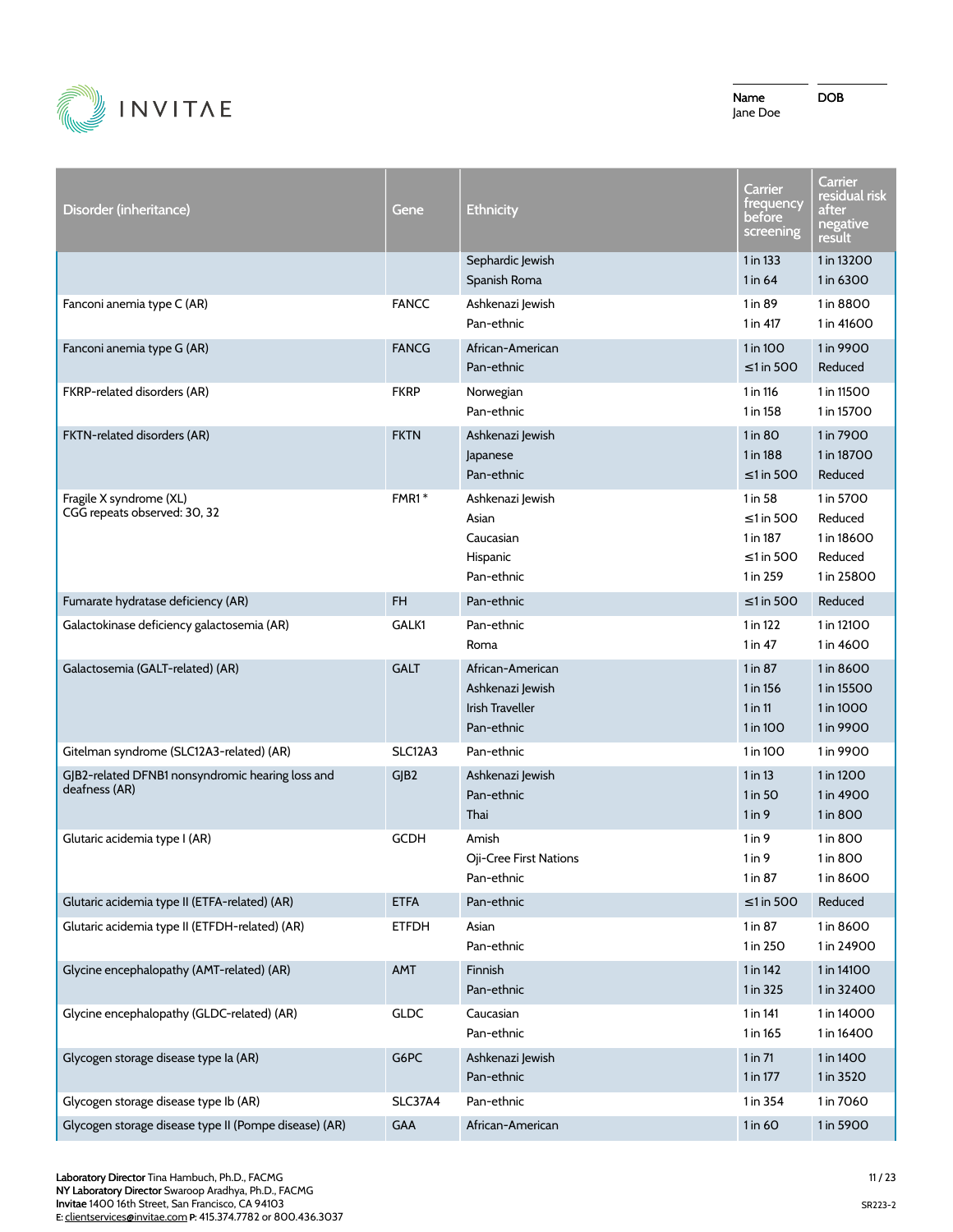| | |
|---|---|
| **Name** | **DOB** |
| Jane Doe | |

| Disorder (inheritance) | Gene | Ethnicity | Carrier frequency before screening | Carrier residual risk after negative result |
|---|---|---|---|---|
| | | Sephardic Jewish | 1 in 133 | 1 in 13200 |
| | | Spanish Roma | 1 in 64 | 1 in 6300 |
| Fanconi anemia type C (AR) | FANCC | Ashkenazi Jewish | 1 in 89 | 1 in 8800 |
| | | Pan-ethnic | 1 in 417 | 1 in 41600 |
| Fanconi anemia type G (AR) | FANCG | African-American | 1 in 100 | 1 in 9900 |
| | | Pan-ethnic | ≤1 in 500 | Reduced |
| FKRP-related disorders (AR) | FKRP | Norwegian | 1 in 116 | 1 in 11500 |
| | | Pan-ethnic | 1 in 158 | 1 in 15700 |
| FKTN-related disorders (AR) | FKTN | Ashkenazi Jewish | 1 in 80 | 1 in 7900 |
| | | Japanese | 1 in 188 | 1 in 18700 |
| | | Pan-ethnic | ≤1 in 500 | Reduced |
| Fragile X syndrome (XL) CGG repeats observed: 30, 32 | FMR1 * | Ashkenazi Jewish | 1 in 58 | 1 in 5700 |
| | | Asian | ≤1 in 500 | Reduced |
| | | Caucasian | 1 in 187 | 1 in 18600 |
| | | Hispanic | ≤1 in 500 | Reduced |
| | | Pan-ethnic | 1 in 259 | 1 in 25800 |
| Fumarate hydratase deficiency (AR) | FH | Pan-ethnic | ≤1 in 500 | Reduced |
| Galactokinase deficiency galactosemia (AR) | GALK1 | Pan-ethnic | 1 in 122 | 1 in 12100 |
| | | Roma | 1 in 47 | 1 in 4600 |
| Galactosemia (GALT-related) (AR) | GALT | African-American | 1 in 87 | 1 in 8600 |
| | | Ashkenazi Jewish | 1 in 156 | 1 in 15500 |
| | | Irish Traveller | 1 in 11 | 1 in 1000 |
| | | Pan-ethnic | 1 in 100 | 1 in 9900 |
| Gitelman syndrome (SLC12A3-related) (AR) | SLC12A3 | Pan-ethnic | 1 in 100 | 1 in 9900 |
| GJB2-related DFNB1 nonsyndromic hearing loss and deafness (AR) | GJB2 | Ashkenazi Jewish | 1 in 13 | 1 in 1200 |
| | | Pan-ethnic | 1 in 50 | 1 in 4900 |
| | | Thai | 1 in 9 | 1 in 800 |
| Glutaric acidemia type I (AR) | GCDH | Amish | 1 in 9 | 1 in 800 |
| | | Oji-Cree First Nations | 1 in 9 | 1 in 800 |
| | | Pan-ethnic | 1 in 87 | 1 in 8600 |
| Glutaric acidemia type II (ETFA-related) (AR) | ETFA | Pan-ethnic | ≤1 in 500 | Reduced |
| Glutaric acidemia type II (ETFDH-related) (AR) | ETFDH | Asian | 1 in 87 | 1 in 8600 |
| | | Pan-ethnic | 1 in 250 | 1 in 24900 |
| Glycine encephalopathy (AMT-related) (AR) | AMT | Finnish | 1 in 142 | 1 in 14100 |
| | | Pan-ethnic | 1 in 325 | 1 in 32400 |
| Glycine encephalopathy (GLDC-related) (AR) | GLDC | Caucasian | 1 in 141 | 1 in 14000 |
| | | Pan-ethnic | 1 in 165 | 1 in 16400 |
| Glycogen storage disease type Ia (AR) | G6PC | Ashkenazi Jewish | 1 in 71 | 1 in 1400 |
| | | Pan-ethnic | 1 in 177 | 1 in 3520 |
| Glycogen storage disease type Ib (AR) | SLC37A4 | Pan-ethnic | 1 in 354 | 1 in 7060 |
| Glycogen storage disease type II (Pompe disease) (AR) | GAA | African-American | 1 in 60 | 1 in 5900 |

**Laboratory Director** Tina Hambuch, Ph.D., FACMG
**NY Laboratory Director** Swaroop Aradhya, Ph.D., FACMG
**Invitae** 1400 16th Street, San Francisco, CA 94103
E: clientservices@invitae.com **P:** 415.374.7782 or 800.436.3037

SR223-2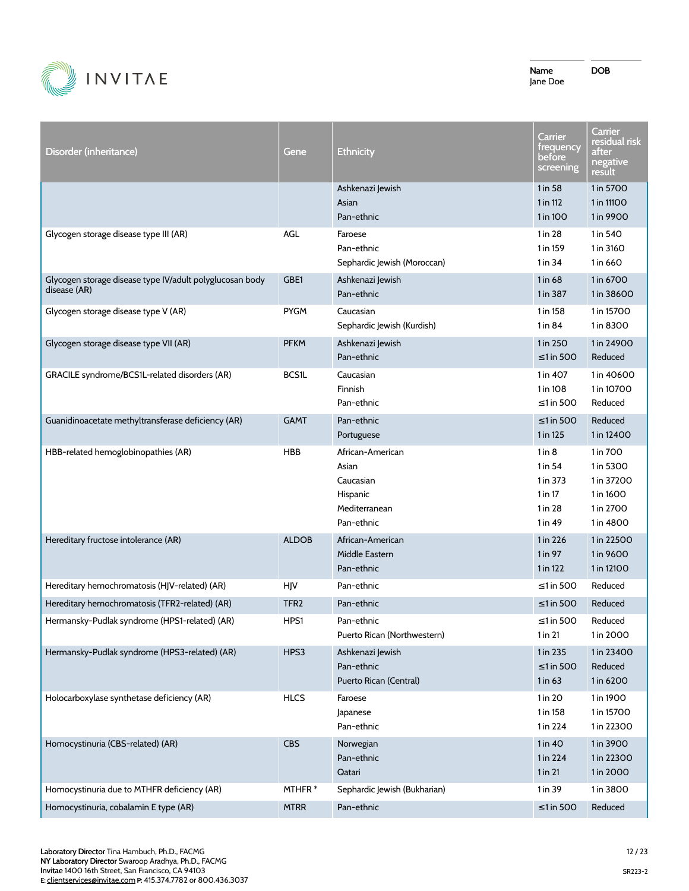INVITAE

| Name | DOB |
|---|---|
| Jane Doe | |

| Disorder (inheritance) | Gene | Ethnicity | Carrier frequency before screening | Carrier residual risk after negative result |
|---|---|---|---|---|
| | | Ashkenazi Jewish | 1 in 58 | 1 in 5700 |
| | | Asian | 1 in 112 | 1 in 11100 |
| | | Pan-ethnic | 1 in 100 | 1 in 9900 |
| Glycogen storage disease type III (AR) | AGL | Faroese | 1 in 28 | 1 in 540 |
| | | Pan-ethnic | 1 in 159 | 1 in 3160 |
| | | Sephardic Jewish (Moroccan) | 1 in 34 | 1 in 660 |
| Glycogen storage disease type IV/adult polyglucosan body disease (AR) | GBE1 | Ashkenazi Jewish | 1 in 68 | 1 in 6700 |
| | | Pan-ethnic | 1 in 387 | 1 in 38600 |
| Glycogen storage disease type V (AR) | PYGM | Caucasian | 1 in 158 | 1 in 15700 |
| | | Sephardic Jewish (Kurdish) | 1 in 84 | 1 in 8300 |
| Glycogen storage disease type VII (AR) | PFKM | Ashkenazi Jewish | 1 in 250 | 1 in 24900 |
| | | Pan-ethnic | ≤1 in 500 | Reduced |
| GRACILE syndrome/BCS1L-related disorders (AR) | BCS1L | Caucasian | 1 in 407 | 1 in 40600 |
| | | Finnish | 1 in 108 | 1 in 10700 |
| | | Pan-ethnic | ≤1 in 500 | Reduced |
| Guanidinoacetate methyltransferase deficiency (AR) | GAMT | Pan-ethnic | ≤1 in 500 | Reduced |
| | | Portuguese | 1 in 125 | 1 in 12400 |
| HBB-related hemoglobinopathies (AR) | HBB | African-American | 1 in 8 | 1 in 700 |
| | | Asian | 1 in 54 | 1 in 5300 |
| | | Caucasian | 1 in 373 | 1 in 37200 |
| | | Hispanic | 1 in 17 | 1 in 1600 |
| | | Mediterranean | 1 in 28 | 1 in 2700 |
| | | Pan-ethnic | 1 in 49 | 1 in 4800 |
| Hereditary fructose intolerance (AR) | ALDOB | African-American | 1 in 226 | 1 in 22500 |
| | | Middle Eastern | 1 in 97 | 1 in 9600 |
| | | Pan-ethnic | 1 in 122 | 1 in 12100 |
| Hereditary hemochromatosis (HJV-related) (AR) | HJV | Pan-ethnic | ≤1 in 500 | Reduced |
| Hereditary hemochromatosis (TFR2-related) (AR) | TFR2 | Pan-ethnic | ≤1 in 500 | Reduced |
| Hermansky-Pudlak syndrome (HPS1-related) (AR) | HPS1 | Pan-ethnic | ≤1 in 500 | Reduced |
| | | Puerto Rican (Northwestern) | 1 in 21 | 1 in 2000 |
| Hermansky-Pudlak syndrome (HPS3-related) (AR) | HPS3 | Ashkenazi Jewish | 1 in 235 | 1 in 23400 |
| | | Pan-ethnic | ≤1 in 500 | Reduced |
| | | Puerto Rican (Central) | 1 in 63 | 1 in 6200 |
| Holocarboxylase synthetase deficiency (AR) | HLCS | Faroese | 1 in 20 | 1 in 1900 |
| | | Japanese | 1 in 158 | 1 in 15700 |
| | | Pan-ethnic | 1 in 224 | 1 in 22300 |
| Homocystinuria (CBS-related) (AR) | CBS | Norwegian | 1 in 40 | 1 in 3900 |
| | | Pan-ethnic | 1 in 224 | 1 in 22300 |
| | | Qatari | 1 in 21 | 1 in 2000 |
| Homocystinuria due to MTHFR deficiency (AR) | MTHFR * | Sephardic Jewish (Bukharian) | 1 in 39 | 1 in 3800 |
| Homocystinuria, cobalamin E type (AR) | MTRR | Pan-ethnic | ≤1 in 500 | Reduced |

**Laboratory Director** Tina Hambuch, Ph.D., FACMG
**NY Laboratory Director** Swaroop Aradhya, Ph.D., FACMG
**Invitae** 1400 16th Street, San Francisco, CA 94103
E: clientservices@invitae.com **P:** 415.374.7782 or 800.436.3037

SR223-2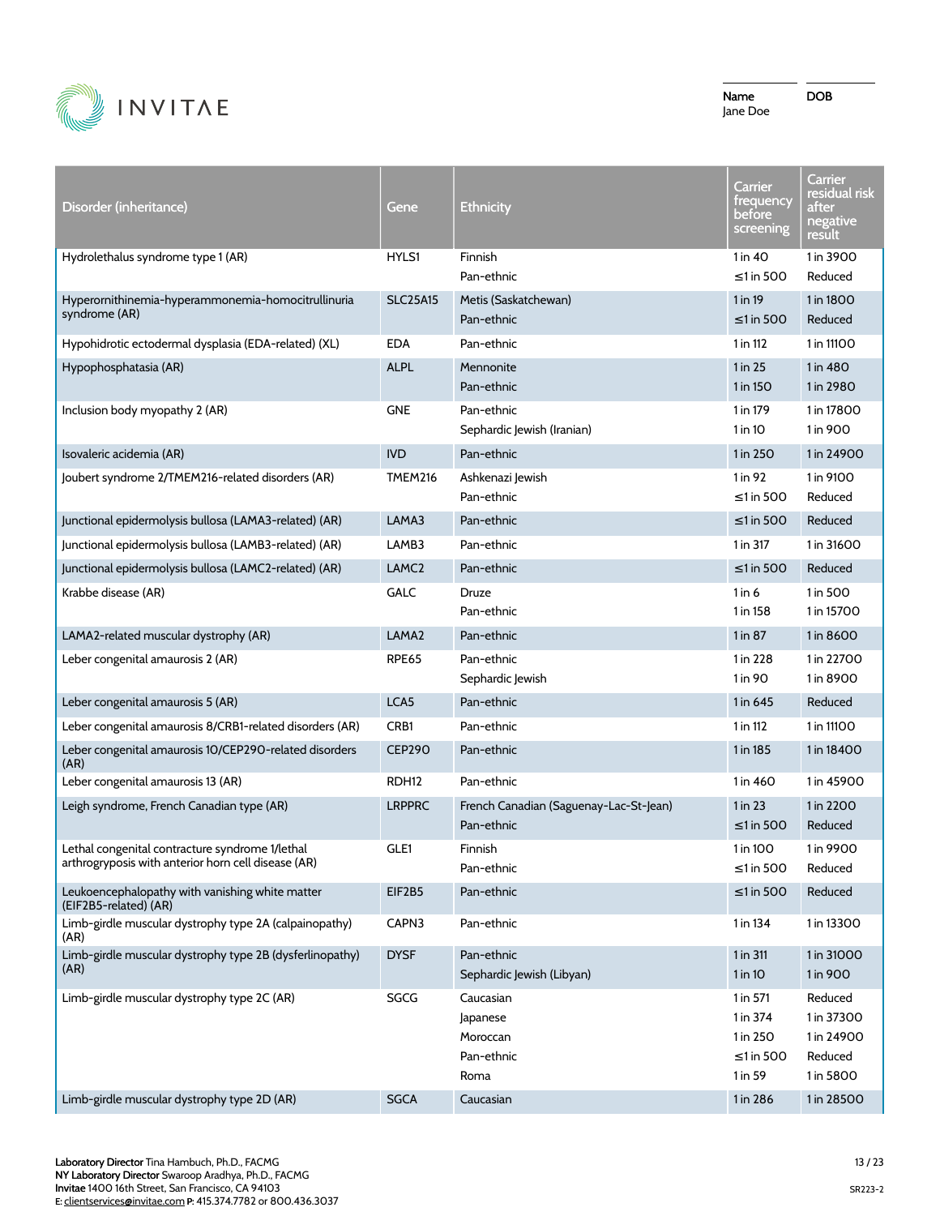Name: Jane Doe

DOB:

| Disorder (inheritance) | Gene | Ethnicity | Carrier frequency before screening | Carrier residual risk after negative result |
|---|---|---|---|---|
| Hydrolethalus syndrome type 1 (AR) | HYLS1 | Finnish | 1 in 40 | 1 in 3900 |
| | | Pan-ethnic | ≤1 in 500 | Reduced |
| Hyperornithinemia-hyperammonemia-homocitrullinuria syndrome (AR) | SLC25A15 | Metis (Saskatchewan) | 1 in 19 | 1 in 1800 |
| | | Pan-ethnic | ≤1 in 500 | Reduced |
| Hypohidrotic ectodermal dysplasia (EDA-related) (XL) | EDA | Pan-ethnic | 1 in 112 | 1 in 11100 |
| Hypophosphatasia (AR) | ALPL | Mennonite | 1 in 25 | 1 in 480 |
| | | Pan-ethnic | 1 in 150 | 1 in 2980 |
| Inclusion body myopathy 2 (AR) | GNE | Pan-ethnic | 1 in 179 | 1 in 17800 |
| | | Sephardic Jewish (Iranian) | 1 in 10 | 1 in 900 |
| Isovaleric acidemia (AR) | IVD | Pan-ethnic | 1 in 250 | 1 in 24900 |
| Joubert syndrome 2/TMEM216-related disorders (AR) | TMEM216 | Ashkenazi Jewish | 1 in 92 | 1 in 9100 |
| | | Pan-ethnic | ≤1 in 500 | Reduced |
| Junctional epidermolysis bullosa (LAMA3-related) (AR) | LAMA3 | Pan-ethnic | ≤1 in 500 | Reduced |
| Junctional epidermolysis bullosa (LAMB3-related) (AR) | LAMB3 | Pan-ethnic | 1 in 317 | 1 in 31600 |
| Junctional epidermolysis bullosa (LAMC2-related) (AR) | LAMC2 | Pan-ethnic | ≤1 in 500 | Reduced |
| Krabbe disease (AR) | GALC | Druze | 1 in 6 | 1 in 500 |
| | | Pan-ethnic | 1 in 158 | 1 in 15700 |
| LAMA2-related muscular dystrophy (AR) | LAMA2 | Pan-ethnic | 1 in 87 | 1 in 8600 |
| Leber congenital amaurosis 2 (AR) | RPE65 | Pan-ethnic | 1 in 228 | 1 in 22700 |
| | | Sephardic Jewish | 1 in 90 | 1 in 8900 |
| Leber congenital amaurosis 5 (AR) | LCA5 | Pan-ethnic | 1 in 645 | Reduced |
| Leber congenital amaurosis 8/CRB1-related disorders (AR) | CRB1 | Pan-ethnic | 1 in 112 | 1 in 11100 |
| Leber congenital amaurosis 10/CEP290-related disorders (AR) | CEP290 | Pan-ethnic | 1 in 185 | 1 in 18400 |
| Leber congenital amaurosis 13 (AR) | RDH12 | Pan-ethnic | 1 in 460 | 1 in 45900 |
| Leigh syndrome, French Canadian type (AR) | LRPPRC | French Canadian (Saguenay-Lac-St-Jean) | 1 in 23 | 1 in 2200 |
| | | Pan-ethnic | ≤1 in 500 | Reduced |
| Lethal congenital contracture syndrome 1/lethal arthrogryposis with anterior horn cell disease (AR) | GLE1 | Finnish | 1 in 100 | 1 in 9900 |
| | | Pan-ethnic | ≤1 in 500 | Reduced |
| Leukoencephalopathy with vanishing white matter (EIF2B5-related) (AR) | EIF2B5 | Pan-ethnic | ≤1 in 500 | Reduced |
| Limb-girdle muscular dystrophy type 2A (calpainopathy) (AR) | CAPN3 | Pan-ethnic | 1 in 134 | 1 in 13300 |
| Limb-girdle muscular dystrophy type 2B (dysferlinopathy) (AR) | DYSF | Pan-ethnic | 1 in 311 | 1 in 31000 |
| | | Sephardic Jewish (Libyan) | 1 in 10 | 1 in 900 |
| Limb-girdle muscular dystrophy type 2C (AR) | SGCG | Caucasian | 1 in 571 | Reduced |
| | | Japanese | 1 in 374 | 1 in 37300 |
| | | Moroccan | 1 in 250 | 1 in 24900 |
| | | Pan-ethnic | ≤1 in 500 | Reduced |
| | | Roma | 1 in 59 | 1 in 5800 |
| Limb-girdle muscular dystrophy type 2D (AR) | SGCA | Caucasian | 1 in 286 | 1 in 28500 |

**Laboratory Director** Tina Hambuch, Ph.D., FACMG
**NY Laboratory Director** Swaroop Aradhya, Ph.D., FACMG
**Invitae** 1400 16th Street, San Francisco, CA 94103
E: clientservices@invitae.com P: 415.374.7782 or 800.436.3037

SR223-2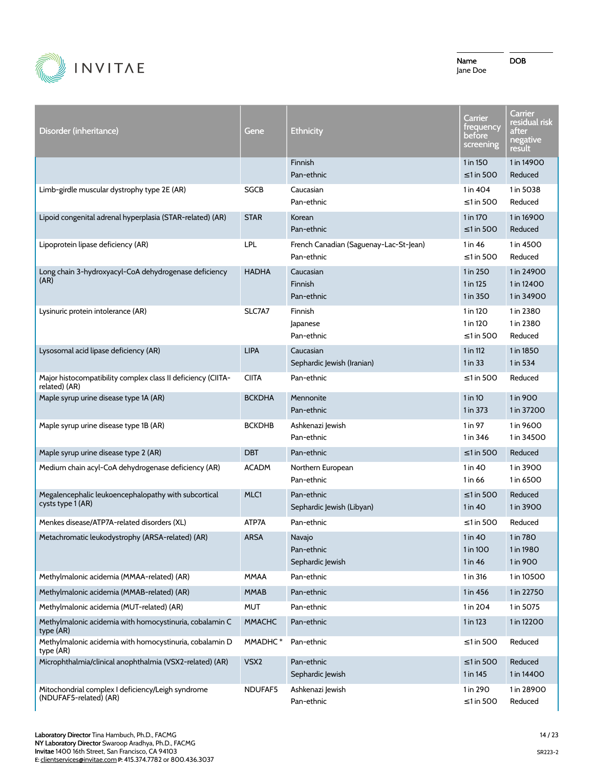| Name | DOB |
|---|---|
| Jane Doe | |

| Disorder (inheritance) | Gene | Ethnicity | Carrier frequency before screening | Carrier residual risk after negative result |
|---|---|---|---|---|
| | | Finnish | 1 in 150 | 1 in 14900 |
| | | Pan-ethnic | ≤1 in 500 | Reduced |
| Limb-girdle muscular dystrophy type 2E (AR) | SGCB | Caucasian | 1 in 404 | 1 in 5038 |
| | | Pan-ethnic | ≤1 in 500 | Reduced |
| Lipoid congenital adrenal hyperplasia (STAR-related) (AR) | STAR | Korean | 1 in 170 | 1 in 16900 |
| | | Pan-ethnic | ≤1 in 500 | Reduced |
| Lipoprotein lipase deficiency (AR) | LPL | French Canadian (Saguenay-Lac-St-Jean) | 1 in 46 | 1 in 4500 |
| | | Pan-ethnic | ≤1 in 500 | Reduced |
| Long chain 3-hydroxyacyl-CoA dehydrogenase deficiency (AR) | HADHA | Caucasian | 1 in 250 | 1 in 24900 |
| | | Finnish | 1 in 125 | 1 in 12400 |
| | | Pan-ethnic | 1 in 350 | 1 in 34900 |
| Lysinuric protein intolerance (AR) | SLC7A7 | Finnish | 1 in 120 | 1 in 2380 |
| | | Japanese | 1 in 120 | 1 in 2380 |
| | | Pan-ethnic | ≤1 in 500 | Reduced |
| Lysosomal acid lipase deficiency (AR) | LIPA | Caucasian | 1 in 112 | 1 in 1850 |
| | | Sephardic Jewish (Iranian) | 1 in 33 | 1 in 534 |
| Major histocompatibility complex class II deficiency (CIITA-related) (AR) | CIITA | Pan-ethnic | ≤1 in 500 | Reduced |
| Maple syrup urine disease type 1A (AR) | BCKDHA | Mennonite | 1 in 10 | 1 in 900 |
| | | Pan-ethnic | 1 in 373 | 1 in 37200 |
| Maple syrup urine disease type 1B (AR) | BCKDHB | Ashkenazi Jewish | 1 in 97 | 1 in 9600 |
| | | Pan-ethnic | 1 in 346 | 1 in 34500 |
| Maple syrup urine disease type 2 (AR) | DBT | Pan-ethnic | ≤1 in 500 | Reduced |
| Medium chain acyl-CoA dehydrogenase deficiency (AR) | ACADM | Northern European | 1 in 40 | 1 in 3900 |
| | | Pan-ethnic | 1 in 66 | 1 in 6500 |
| Megalencephalic leukoencephalopathy with subcortical cysts type 1 (AR) | MLC1 | Pan-ethnic | ≤1 in 500 | Reduced |
| | | Sephardic Jewish (Libyan) | 1 in 40 | 1 in 3900 |
| Menkes disease/ATP7A-related disorders (XL) | ATP7A | Pan-ethnic | ≤1 in 500 | Reduced |
| Metachromatic leukodystrophy (ARSA-related) (AR) | ARSA | Navajo | 1 in 40 | 1 in 780 |
| | | Pan-ethnic | 1 in 100 | 1 in 1980 |
| | | Sephardic Jewish | 1 in 46 | 1 in 900 |
| Methylmalonic acidemia (MMAA-related) (AR) | MMAA | Pan-ethnic | 1 in 316 | 1 in 10500 |
| Methylmalonic acidemia (MMAB-related) (AR) | MMAB | Pan-ethnic | 1 in 456 | 1 in 22750 |
| Methylmalonic acidemia (MUT-related) (AR) | MUT | Pan-ethnic | 1 in 204 | 1 in 5075 |
| Methylmalonic acidemia with homocystinuria, cobalamin C type (AR) | MMACHC | Pan-ethnic | 1 in 123 | 1 in 12200 |
| Methylmalonic acidemia with homocystinuria, cobalamin D type (AR) | MMADHC * | Pan-ethnic | ≤1 in 500 | Reduced |
| Microphthalmia/clinical anophthalmia (VSX2-related) (AR) | VSX2 | Pan-ethnic | ≤1 in 500 | Reduced |
| | | Sephardic Jewish | 1 in 145 | 1 in 14400 |
| Mitochondrial complex I deficiency/Leigh syndrome (NDUFAF5-related) (AR) | NDUFAF5 | Ashkenazi Jewish | 1 in 290 | 1 in 28900 |
| | | Pan-ethnic | ≤1 in 500 | Reduced |

**Laboratory Director** Tina Hambuch, Ph.D., FACMG
**NY Laboratory Director** Swaroop Aradhya, Ph.D., FACMG
**Invitae** 1400 16th Street, San Francisco, CA 94103
E: clientservices@invitae.com P: 415.374.7782 or 800.436.3037

SR223-2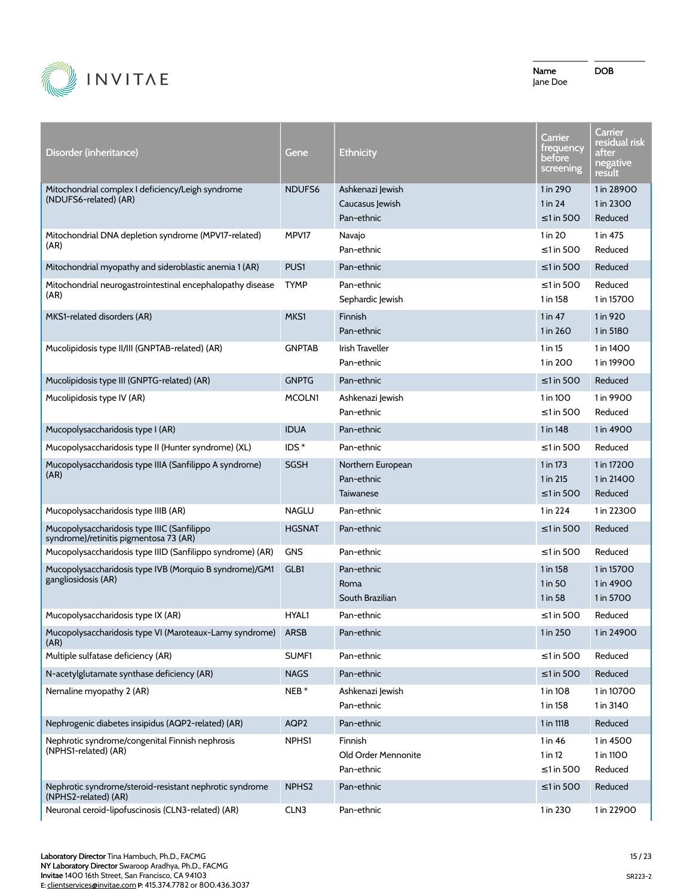| Disorder (inheritance) | Gene | Ethnicity | Carrier frequency before screening | Carrier residual risk after negative result |
|---|---|---|---|---|
| Mitochondrial complex I deficiency/Leigh syndrome (NDUFS6-related) (AR) | NDUFS6 | Ashkenazi Jewish | 1 in 290 | 1 in 28900 |
| | | Caucasus Jewish | 1 in 24 | 1 in 2300 |
| | | Pan-ethnic | ≤1 in 500 | Reduced |
| Mitochondrial DNA depletion syndrome (MPV17-related) (AR) | MPV17 | Navajo | 1 in 20 | 1 in 475 |
| | | Pan-ethnic | ≤1 in 500 | Reduced |
| Mitochondrial myopathy and sideroblastic anemia 1 (AR) | PUS1 | Pan-ethnic | ≤1 in 500 | Reduced |
| Mitochondrial neurogastrointestinal encephalopathy disease (AR) | TYMP | Pan-ethnic | ≤1 in 500 | Reduced |
| | | Sephardic Jewish | 1 in 158 | 1 in 15700 |
| MKS1-related disorders (AR) | MKS1 | Finnish | 1 in 47 | 1 in 920 |
| | | Pan-ethnic | 1 in 260 | 1 in 5180 |
| Mucolipidosis type II/III (GNPTAB-related) (AR) | GNPTAB | Irish Traveller | 1 in 15 | 1 in 1400 |
| | | Pan-ethnic | 1 in 200 | 1 in 19900 |
| Mucolipidosis type III (GNPTG-related) (AR) | GNPTG | Pan-ethnic | ≤1 in 500 | Reduced |
| Mucolipidosis type IV (AR) | MCOLN1 | Ashkenazi Jewish | 1 in 100 | 1 in 9900 |
| | | Pan-ethnic | ≤1 in 500 | Reduced |
| Mucopolysaccharidosis type I (AR) | IDUA | Pan-ethnic | 1 in 148 | 1 in 4900 |
| Mucopolysaccharidosis type II (Hunter syndrome) (XL) | IDS * | Pan-ethnic | ≤1 in 500 | Reduced |
| Mucopolysaccharidosis type IIIA (Sanfilippo A syndrome) (AR) | SGSH | Northern European | 1 in 173 | 1 in 17200 |
| | | Pan-ethnic | 1 in 215 | 1 in 21400 |
| | | Taiwanese | ≤1 in 500 | Reduced |
| Mucopolysaccharidosis type IIIB (AR) | NAGLU | Pan-ethnic | 1 in 224 | 1 in 22300 |
| Mucopolysaccharidosis type IIIC (Sanfilippo syndrome)/retinitis pigmentosa 73 (AR) | HGSNAT | Pan-ethnic | ≤1 in 500 | Reduced |
| Mucopolysaccharidosis type IIID (Sanfilippo syndrome) (AR) | GNS | Pan-ethnic | ≤1 in 500 | Reduced |
| Mucopolysaccharidosis type IVB (Morquio B syndrome)/GM1 gangliosidosis (AR) | GLB1 | Pan-ethnic | 1 in 158 | 1 in 15700 |
| | | Roma | 1 in 50 | 1 in 4900 |
| | | South Brazilian | 1 in 58 | 1 in 5700 |
| Mucopolysaccharidosis type IX (AR) | HYAL1 | Pan-ethnic | ≤1 in 500 | Reduced |
| Mucopolysaccharidosis type VI (Maroteaux-Lamy syndrome) (AR) | ARSB | Pan-ethnic | 1 in 250 | 1 in 24900 |
| Multiple sulfatase deficiency (AR) | SUMF1 | Pan-ethnic | ≤1 in 500 | Reduced |
| N-acetylglutamate synthase deficiency (AR) | NAGS | Pan-ethnic | ≤1 in 500 | Reduced |
| Nemaline myopathy 2 (AR) | NEB * | Ashkenazi Jewish | 1 in 108 | 1 in 10700 |
| | | Pan-ethnic | 1 in 158 | 1 in 3140 |
| Nephrogenic diabetes insipidus (AQP2-related) (AR) | AQP2 | Pan-ethnic | 1 in 1118 | Reduced |
| Nephrotic syndrome/congenital Finnish nephrosis (NPHS1-related) (AR) | NPHS1 | Finnish | 1 in 46 | 1 in 4500 |
| | | Old Order Mennonite | 1 in 12 | 1 in 1100 |
| | | Pan-ethnic | ≤1 in 500 | Reduced |
| Nephrotic syndrome/steroid-resistant nephrotic syndrome (NPHS2-related) (AR) | NPHS2 | Pan-ethnic | ≤1 in 500 | Reduced |
| Neuronal ceroid-lipofuscinosis (CLN3-related) (AR) | CLN3 | Pan-ethnic | 1 in 230 | 1 in 22900 |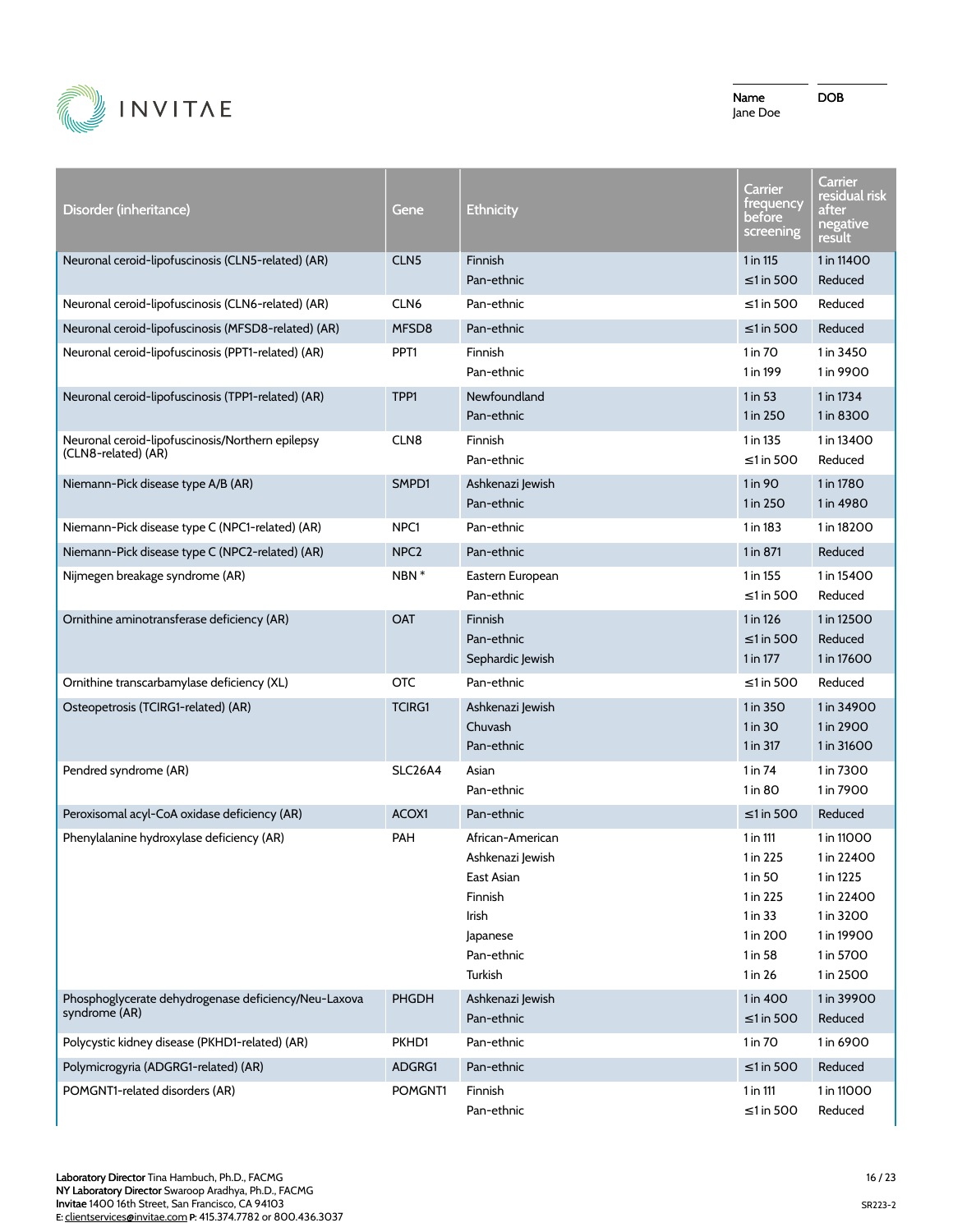Name: Jane Doe

DOB

| Disorder (inheritance) | Gene | Ethnicity | Carrier frequency before screening | Carrier residual risk after negative result |
|---|---|---|---|---|
| Neuronal ceroid-lipofuscinosis (CLN5-related) (AR) | CLN5 | Finnish | 1 in 115 | 1 in 11400 |
| | | Pan-ethnic | ≤1 in 500 | Reduced |
| Neuronal ceroid-lipofuscinosis (CLN6-related) (AR) | CLN6 | Pan-ethnic | ≤1 in 500 | Reduced |
| Neuronal ceroid-lipofuscinosis (MFSD8-related) (AR) | MFSD8 | Pan-ethnic | ≤1 in 500 | Reduced |
| Neuronal ceroid-lipofuscinosis (PPT1-related) (AR) | PPT1 | Finnish | 1 in 70 | 1 in 3450 |
| | | Pan-ethnic | 1 in 199 | 1 in 9900 |
| Neuronal ceroid-lipofuscinosis (TPP1-related) (AR) | TPP1 | Newfoundland | 1 in 53 | 1 in 1734 |
| | | Pan-ethnic | 1 in 250 | 1 in 8300 |
| Neuronal ceroid-lipofuscinosis/Northern epilepsy (CLN8-related) (AR) | CLN8 | Finnish | 1 in 135 | 1 in 13400 |
| | | Pan-ethnic | ≤1 in 500 | Reduced |
| Niemann-Pick disease type A/B (AR) | SMPD1 | Ashkenazi Jewish | 1 in 90 | 1 in 1780 |
| | | Pan-ethnic | 1 in 250 | 1 in 4980 |
| Niemann-Pick disease type C (NPC1-related) (AR) | NPC1 | Pan-ethnic | 1 in 183 | 1 in 18200 |
| Niemann-Pick disease type C (NPC2-related) (AR) | NPC2 | Pan-ethnic | 1 in 871 | Reduced |
| Nijmegen breakage syndrome (AR) | NBN * | Eastern European | 1 in 155 | 1 in 15400 |
| | | Pan-ethnic | ≤1 in 500 | Reduced |
| Ornithine aminotransferase deficiency (AR) | OAT | Finnish | 1 in 126 | 1 in 12500 |
| | | Pan-ethnic | ≤1 in 500 | Reduced |
| | | Sephardic Jewish | 1 in 177 | 1 in 17600 |
| Ornithine transcarbamylase deficiency (XL) | OTC | Pan-ethnic | ≤1 in 500 | Reduced |
| Osteopetrosis (TCIRG1-related) (AR) | TCIRG1 | Ashkenazi Jewish | 1 in 350 | 1 in 34900 |
| | | Chuvash | 1 in 30 | 1 in 2900 |
| | | Pan-ethnic | 1 in 317 | 1 in 31600 |
| Pendred syndrome (AR) | SLC26A4 | Asian | 1 in 74 | 1 in 7300 |
| | | Pan-ethnic | 1 in 80 | 1 in 7900 |
| Peroxisomal acyl-CoA oxidase deficiency (AR) | ACOX1 | Pan-ethnic | ≤1 in 500 | Reduced |
| Phenylalanine hydroxylase deficiency (AR) | PAH | African-American | 1 in 111 | 1 in 11000 |
| | | Ashkenazi Jewish | 1 in 225 | 1 in 22400 |
| | | East Asian | 1 in 50 | 1 in 1225 |
| | | Finnish | 1 in 225 | 1 in 22400 |
| | | Irish | 1 in 33 | 1 in 3200 |
| | | Japanese | 1 in 200 | 1 in 19900 |
| | | Pan-ethnic | 1 in 58 | 1 in 5700 |
| | | Turkish | 1 in 26 | 1 in 2500 |
| Phosphoglycerate dehydrogenase deficiency/Neu-Laxova syndrome (AR) | PHGDH | Ashkenazi Jewish | 1 in 400 | 1 in 39900 |
| | | Pan-ethnic | ≤1 in 500 | Reduced |
| Polycystic kidney disease (PKHD1-related) (AR) | PKHD1 | Pan-ethnic | 1 in 70 | 1 in 6900 |
| Polymicrogyria (ADGRG1-related) (AR) | ADGRG1 | Pan-ethnic | ≤1 in 500 | Reduced |
| POMGNT1-related disorders (AR) | POMGNT1 | Finnish | 1 in 111 | 1 in 11000 |
| | | Pan-ethnic | ≤1 in 500 | Reduced |

**Laboratory Director** Tina Hambuch, Ph.D., FACMG
**NY Laboratory Director** Swaroop Aradhya, Ph.D., FACMG
**Invitae** 1400 16th Street, San Francisco, CA 94103
E: clientservices@invitae.com **P:** 415.374.7782 or 800.436.3037

SR223-2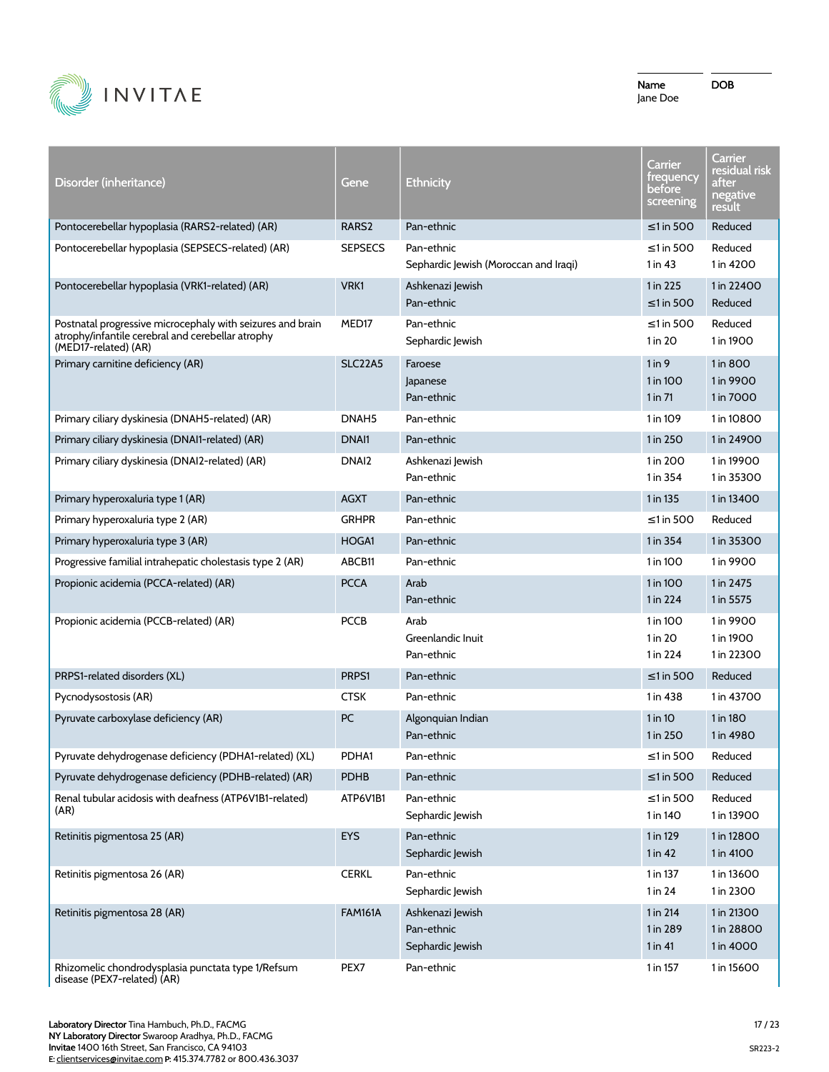Name: Jane Doe

DOB

| Disorder (inheritance) | Gene | Ethnicity | Carrier frequency before screening | Carrier residual risk after negative result |
|---|---|---|---|---|
| Pontocerebellar hypoplasia (RARS2-related) (AR) | RARS2 | Pan-ethnic | ≤1 in 500 | Reduced |
| Pontocerebellar hypoplasia (SEPSECS-related) (AR) | SEPSECS | Pan-ethnic | ≤1 in 500 | Reduced |
| | | Sephardic Jewish (Moroccan and Iraqi) | 1 in 43 | 1 in 4200 |
| Pontocerebellar hypoplasia (VRK1-related) (AR) | VRK1 | Ashkenazi Jewish | 1 in 225 | 1 in 22400 |
| | | Pan-ethnic | ≤1 in 500 | Reduced |
| Postnatal progressive microcephaly with seizures and brain atrophy/infantile cerebral and cerebellar atrophy (MED17-related) (AR) | MED17 | Pan-ethnic | ≤1 in 500 | Reduced |
| | | Sephardic Jewish | 1 in 20 | 1 in 1900 |
| Primary carnitine deficiency (AR) | SLC22A5 | Faroese | 1 in 9 | 1 in 800 |
| | | Japanese | 1 in 100 | 1 in 9900 |
| | | Pan-ethnic | 1 in 71 | 1 in 7000 |
| Primary ciliary dyskinesia (DNAH5-related) (AR) | DNAH5 | Pan-ethnic | 1 in 109 | 1 in 10800 |
| Primary ciliary dyskinesia (DNAI1-related) (AR) | DNAI1 | Pan-ethnic | 1 in 250 | 1 in 24900 |
| Primary ciliary dyskinesia (DNAI2-related) (AR) | DNAI2 | Ashkenazi Jewish | 1 in 200 | 1 in 19900 |
| | | Pan-ethnic | 1 in 354 | 1 in 35300 |
| Primary hyperoxaluria type 1 (AR) | AGXT | Pan-ethnic | 1 in 135 | 1 in 13400 |
| Primary hyperoxaluria type 2 (AR) | GRHPR | Pan-ethnic | ≤1 in 500 | Reduced |
| Primary hyperoxaluria type 3 (AR) | HOGA1 | Pan-ethnic | 1 in 354 | 1 in 35300 |
| Progressive familial intrahepatic cholestasis type 2 (AR) | ABCB11 | Pan-ethnic | 1 in 100 | 1 in 9900 |
| Propionic acidemia (PCCA-related) (AR) | PCCA | Arab | 1 in 100 | 1 in 2475 |
| | | Pan-ethnic | 1 in 224 | 1 in 5575 |
| Propionic acidemia (PCCB-related) (AR) | PCCB | Arab | 1 in 100 | 1 in 9900 |
| | | Greenlandic Inuit | 1 in 20 | 1 in 1900 |
| | | Pan-ethnic | 1 in 224 | 1 in 22300 |
| PRPS1-related disorders (XL) | PRPS1 | Pan-ethnic | ≤1 in 500 | Reduced |
| Pycnodysostosis (AR) | CTSK | Pan-ethnic | 1 in 438 | 1 in 43700 |
| Pyruvate carboxylase deficiency (AR) | PC | Algonquian Indian | 1 in 10 | 1 in 180 |
| | | Pan-ethnic | 1 in 250 | 1 in 4980 |
| Pyruvate dehydrogenase deficiency (PDHA1-related) (XL) | PDHA1 | Pan-ethnic | ≤1 in 500 | Reduced |
| Pyruvate dehydrogenase deficiency (PDHB-related) (AR) | PDHB | Pan-ethnic | ≤1 in 500 | Reduced |
| Renal tubular acidosis with deafness (ATP6V1B1-related) (AR) | ATP6V1B1 | Pan-ethnic | ≤1 in 500 | Reduced |
| | | Sephardic Jewish | 1 in 140 | 1 in 13900 |
| Retinitis pigmentosa 25 (AR) | EYS | Pan-ethnic | 1 in 129 | 1 in 12800 |
| | | Sephardic Jewish | 1 in 42 | 1 in 4100 |
| Retinitis pigmentosa 26 (AR) | CERKL | Pan-ethnic | 1 in 137 | 1 in 13600 |
| | | Sephardic Jewish | 1 in 24 | 1 in 2300 |
| Retinitis pigmentosa 28 (AR) | FAM161A | Ashkenazi Jewish | 1 in 214 | 1 in 21300 |
| | | Pan-ethnic | 1 in 289 | 1 in 28800 |
| | | Sephardic Jewish | 1 in 41 | 1 in 4000 |
| Rhizomelic chondrodysplasia punctata type 1/Refsum disease (PEX7-related) (AR) | PEX7 | Pan-ethnic | 1 in 157 | 1 in 15600 |

**Laboratory Director** Tina Hambuch, Ph.D., FACMG
**NY Laboratory Director** Swaroop Aradhya, Ph.D., FACMG
**Invitae** 1400 16th Street, San Francisco, CA 94103
**E:** clientservices@invitae.com **P:** 415.374.7782 or 800.436.3037

SR223-2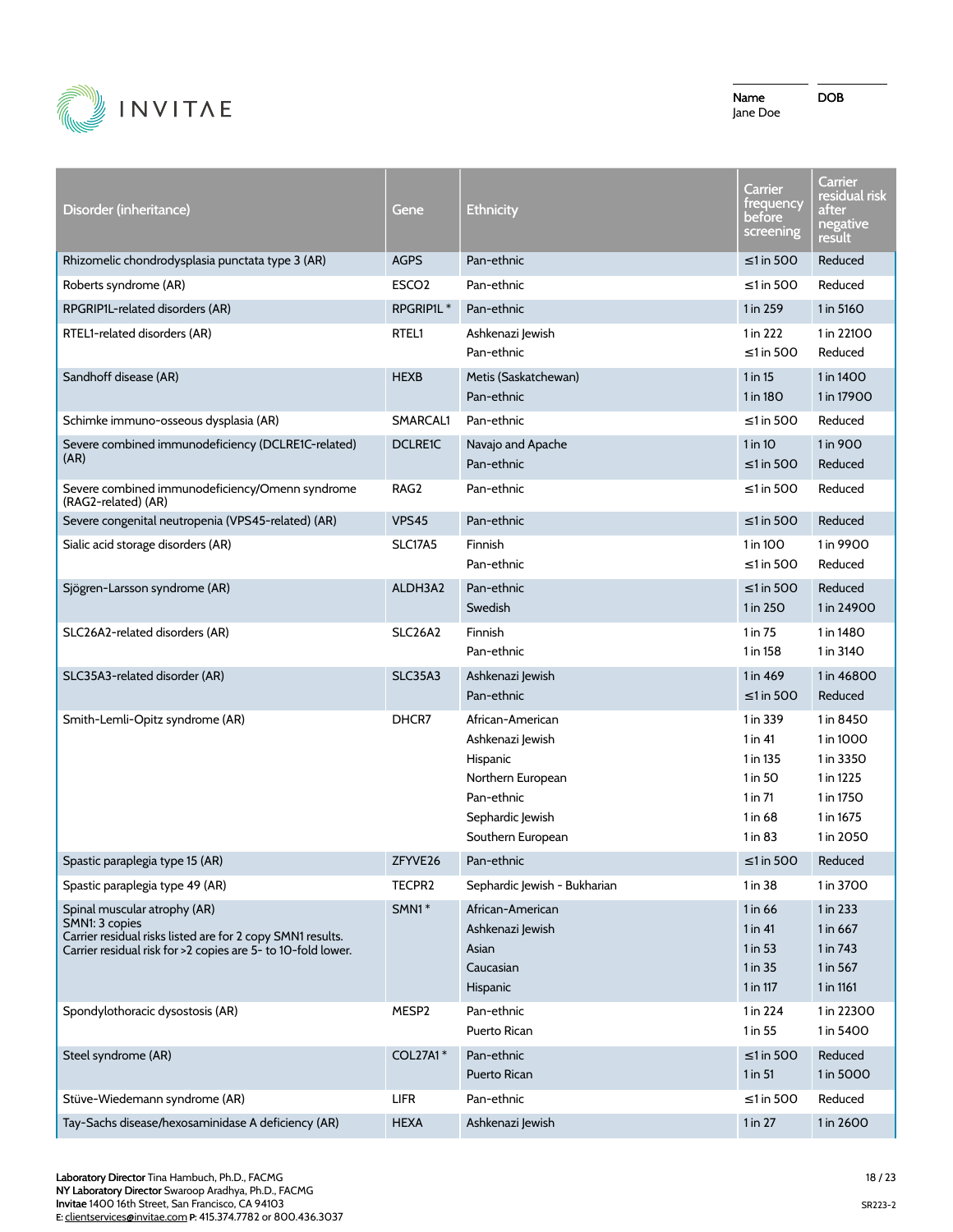| Disorder (inheritance) | Gene | Ethnicity | Carrier frequency before screening | Carrier residual risk after negative result |
|---|---|---|---|---|
| Rhizomelic chondrodysplasia punctata type 3 (AR) | AGPS | Pan-ethnic | ≤1 in 500 | Reduced |
| Roberts syndrome (AR) | ESCO2 | Pan-ethnic | ≤1 in 500 | Reduced |
| RPGRIP1L-related disorders (AR) | RPGRIP1L * | Pan-ethnic | 1 in 259 | 1 in 5160 |
| RTEL1-related disorders (AR) | RTEL1 | Ashkenazi Jewish | 1 in 222 | 1 in 22100 |
| | | Pan-ethnic | ≤1 in 500 | Reduced |
| Sandhoff disease (AR) | HEXB | Metis (Saskatchewan) | 1 in 15 | 1 in 1400 |
| | | Pan-ethnic | 1 in 180 | 1 in 17900 |
| Schimke immuno-osseous dysplasia (AR) | SMARCAL1 | Pan-ethnic | ≤1 in 500 | Reduced |
| Severe combined immunodeficiency (DCLRE1C-related) (AR) | DCLRE1C | Navajo and Apache | 1 in 10 | 1 in 900 |
| | | Pan-ethnic | ≤1 in 500 | Reduced |
| Severe combined immunodeficiency/Omenn syndrome (RAG2-related) (AR) | RAG2 | Pan-ethnic | ≤1 in 500 | Reduced |
| Severe congenital neutropenia (VPS45-related) (AR) | VPS45 | Pan-ethnic | ≤1 in 500 | Reduced |
| Sialic acid storage disorders (AR) | SLC17A5 | Finnish | 1 in 100 | 1 in 9900 |
| | | Pan-ethnic | ≤1 in 500 | Reduced |
| Sjögren-Larsson syndrome (AR) | ALDH3A2 | Pan-ethnic | ≤1 in 500 | Reduced |
| | | Swedish | 1 in 250 | 1 in 24900 |
| SLC26A2-related disorders (AR) | SLC26A2 | Finnish | 1 in 75 | 1 in 1480 |
| | | Pan-ethnic | 1 in 158 | 1 in 3140 |
| SLC35A3-related disorder (AR) | SLC35A3 | Ashkenazi Jewish | 1 in 469 | 1 in 46800 |
| | | Pan-ethnic | ≤1 in 500 | Reduced |
| Smith-Lemli-Opitz syndrome (AR) | DHCR7 | African-American | 1 in 339 | 1 in 8450 |
| | | Ashkenazi Jewish | 1 in 41 | 1 in 1000 |
| | | Hispanic | 1 in 135 | 1 in 3350 |
| | | Northern European | 1 in 50 | 1 in 1225 |
| | | Pan-ethnic | 1 in 71 | 1 in 1750 |
| | | Sephardic Jewish | 1 in 68 | 1 in 1675 |
| | | Southern European | 1 in 83 | 1 in 2050 |
| Spastic paraplegia type 15 (AR) | ZFYVE26 | Pan-ethnic | ≤1 in 500 | Reduced |
| Spastic paraplegia type 49 (AR) | TECPR2 | Sephardic Jewish - Bukharian | 1 in 38 | 1 in 3700 |
| Spinal muscular atrophy (AR)<br>SMN1: 3 copies<br>Carrier residual risks listed are for 2 copy SMN1 results.<br>Carrier residual risk for >2 copies are 5- to 10-fold lower. | SMN1 * | African-American | 1 in 66 | 1 in 233 |
| | | Ashkenazi Jewish | 1 in 41 | 1 in 667 |
| | | Asian | 1 in 53 | 1 in 743 |
| | | Caucasian | 1 in 35 | 1 in 567 |
| | | Hispanic | 1 in 117 | 1 in 1161 |
| Spondylothoracic dysostosis (AR) | MESP2 | Pan-ethnic | 1 in 224 | 1 in 22300 |
| | | Puerto Rican | 1 in 55 | 1 in 5400 |
| Steel syndrome (AR) | COL27A1 * | Pan-ethnic | ≤1 in 500 | Reduced |
| | | Puerto Rican | 1 in 51 | 1 in 5000 |
| Stüve-Wiedemann syndrome (AR) | LIFR | Pan-ethnic | ≤1 in 500 | Reduced |
| Tay-Sachs disease/hexosaminidase A deficiency (AR) | HEXA | Ashkenazi Jewish | 1 in 27 | 1 in 2600 |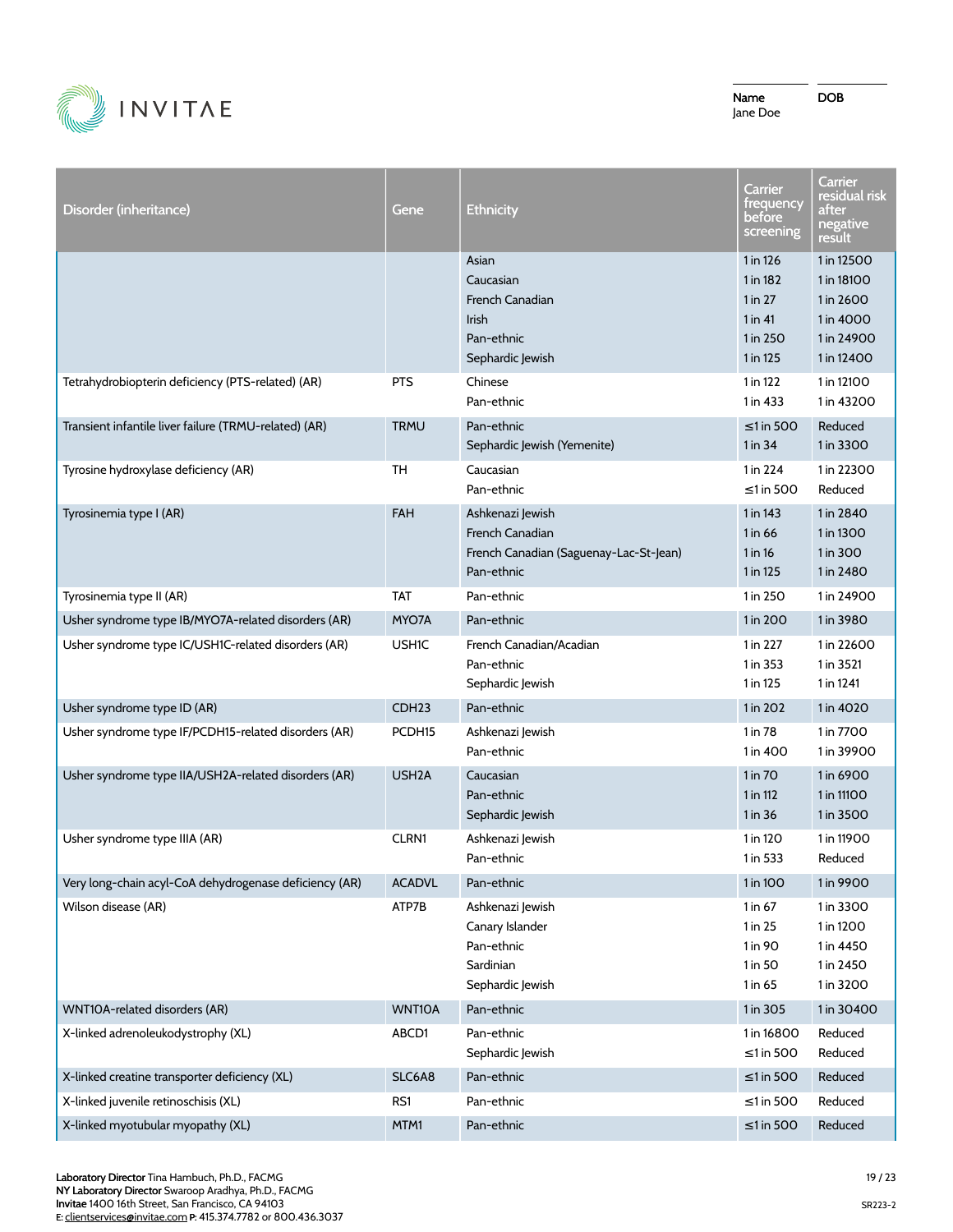| Disorder (inheritance) | Gene | Ethnicity | Carrier frequency before screening | Carrier residual risk after negative result |
|---|---|---|---|---|
| | | Asian | 1 in 126 | 1 in 12500 |
| | | Caucasian | 1 in 182 | 1 in 18100 |
| | | French Canadian | 1 in 27 | 1 in 2600 |
| | | Irish | 1 in 41 | 1 in 4000 |
| | | Pan-ethnic | 1 in 250 | 1 in 24900 |
| | | Sephardic Jewish | 1 in 125 | 1 in 12400 |
| Tetrahydrobiopterin deficiency (PTS-related) (AR) | PTS | Chinese | 1 in 122 | 1 in 12100 |
| | | Pan-ethnic | 1 in 433 | 1 in 43200 |
| Transient infantile liver failure (TRMU-related) (AR) | TRMU | Pan-ethnic | ≤1 in 500 | Reduced |
| | | Sephardic Jewish (Yemenite) | 1 in 34 | 1 in 3300 |
| Tyrosine hydroxylase deficiency (AR) | TH | Caucasian | 1 in 224 | 1 in 22300 |
| | | Pan-ethnic | ≤1 in 500 | Reduced |
| Tyrosinemia type I (AR) | FAH | Ashkenazi Jewish | 1 in 143 | 1 in 2840 |
| | | French Canadian | 1 in 66 | 1 in 1300 |
| | | French Canadian (Saguenay-Lac-St-Jean) | 1 in 16 | 1 in 300 |
| | | Pan-ethnic | 1 in 125 | 1 in 2480 |
| Tyrosinemia type II (AR) | TAT | Pan-ethnic | 1 in 250 | 1 in 24900 |
| Usher syndrome type IB/MYO7A-related disorders (AR) | MYO7A | Pan-ethnic | 1 in 200 | 1 in 3980 |
| Usher syndrome type IC/USH1C-related disorders (AR) | USH1C | French Canadian/Acadian | 1 in 227 | 1 in 22600 |
| | | Pan-ethnic | 1 in 353 | 1 in 3521 |
| | | Sephardic Jewish | 1 in 125 | 1 in 1241 |
| Usher syndrome type ID (AR) | CDH23 | Pan-ethnic | 1 in 202 | 1 in 4020 |
| Usher syndrome type IF/PCDH15-related disorders (AR) | PCDH15 | Ashkenazi Jewish | 1 in 78 | 1 in 7700 |
| | | Pan-ethnic | 1 in 400 | 1 in 39900 |
| Usher syndrome type IIA/USH2A-related disorders (AR) | USH2A | Caucasian | 1 in 70 | 1 in 6900 |
| | | Pan-ethnic | 1 in 112 | 1 in 11100 |
| | | Sephardic Jewish | 1 in 36 | 1 in 3500 |
| Usher syndrome type IIIA (AR) | CLRN1 | Ashkenazi Jewish | 1 in 120 | 1 in 11900 |
| | | Pan-ethnic | 1 in 533 | Reduced |
| Very long-chain acyl-CoA dehydrogenase deficiency (AR) | ACADVL | Pan-ethnic | 1 in 100 | 1 in 9900 |
| Wilson disease (AR) | ATP7B | Ashkenazi Jewish | 1 in 67 | 1 in 3300 |
| | | Canary Islander | 1 in 25 | 1 in 1200 |
| | | Pan-ethnic | 1 in 90 | 1 in 4450 |
| | | Sardinian | 1 in 50 | 1 in 2450 |
| | | Sephardic Jewish | 1 in 65 | 1 in 3200 |
| WNT10A-related disorders (AR) | WNT10A | Pan-ethnic | 1 in 305 | 1 in 30400 |
| X-linked adrenoleukodystrophy (XL) | ABCD1 | Pan-ethnic | 1 in 16800 | Reduced |
| | | Sephardic Jewish | ≤1 in 500 | Reduced |
| X-linked creatine transporter deficiency (XL) | SLC6A8 | Pan-ethnic | ≤1 in 500 | Reduced |
| X-linked juvenile retinoschisis (XL) | RS1 | Pan-ethnic | ≤1 in 500 | Reduced |
| X-linked myotubular myopathy (XL) | MTM1 | Pan-ethnic | ≤1 in 500 | Reduced |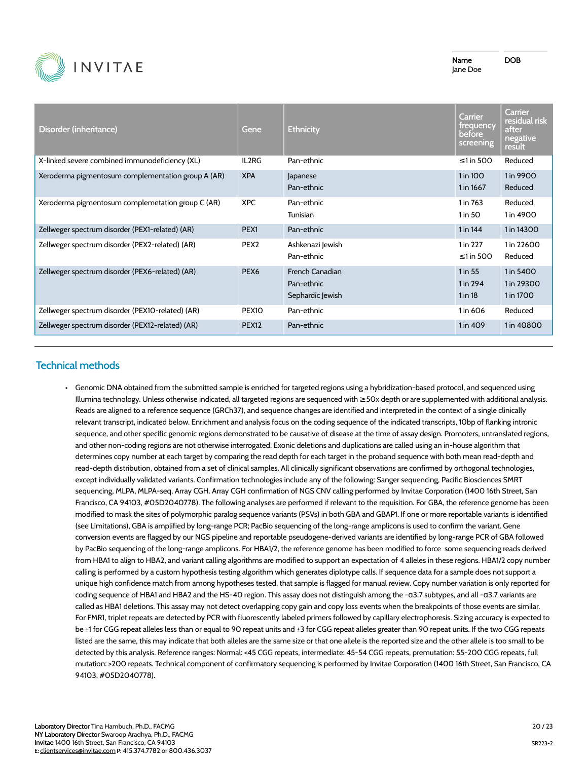| Name | DOB |
| --- | --- |
| Jane Doe | |

| Disorder (inheritance) | Gene | Ethnicity | Carrier frequency before screening | Carrier residual risk after negative result |
| --- | --- | --- | --- | --- |
| X-linked severe combined immunodeficiency (XL) | IL2RG | Pan-ethnic | ≤1 in 500 | Reduced |
| Xeroderma pigmentosum complementation group A (AR) | XPA | Japanese | 1 in 100 | 1 in 9900 |
| | | Pan-ethnic | 1 in 1667 | Reduced |
| Xeroderma pigmentosum complemetation group C (AR) | XPC | Pan-ethnic | 1 in 763 | Reduced |
| | | Tunisian | 1 in 50 | 1 in 4900 |
| Zellweger spectrum disorder (PEX1-related) (AR) | PEX1 | Pan-ethnic | 1 in 144 | 1 in 14300 |
| Zellweger spectrum disorder (PEX2-related) (AR) | PEX2 | Ashkenazi Jewish | 1 in 227 | 1 in 22600 |
| | | Pan-ethnic | ≤1 in 500 | Reduced |
| Zellweger spectrum disorder (PEX6-related) (AR) | PEX6 | French Canadian | 1 in 55 | 1 in 5400 |
| | | Pan-ethnic | 1 in 294 | 1 in 29300 |
| | | Sephardic Jewish | 1 in 18 | 1 in 1700 |
| Zellweger spectrum disorder (PEX10-related) (AR) | PEX10 | Pan-ethnic | 1 in 606 | Reduced |
| Zellweger spectrum disorder (PEX12-related) (AR) | PEX12 | Pan-ethnic | 1 in 409 | 1 in 40800 |

## Technical methods

- Genomic DNA obtained from the submitted sample is enriched for targeted regions using a hybridization-based protocol, and sequenced using Illumina technology. Unless otherwise indicated, all targeted regions are sequenced with ≥50x depth or are supplemented with additional analysis. Reads are aligned to a reference sequence (GRCh37), and sequence changes are identified and interpreted in the context of a single clinically relevant transcript, indicated below. Enrichment and analysis focus on the coding sequence of the indicated transcripts, 10bp of flanking intronic sequence, and other specific genomic regions demonstrated to be causative of disease at the time of assay design. Promoters, untranslated regions, and other non-coding regions are not otherwise interrogated. Exonic deletions and duplications are called using an in-house algorithm that determines copy number at each target by comparing the read depth for each target in the proband sequence with both mean read-depth and read-depth distribution, obtained from a set of clinical samples. All clinically significant observations are confirmed by orthogonal technologies, except individually validated variants. Confirmation technologies include any of the following: Sanger sequencing, Pacific Biosciences SMRT sequencing, MLPA, MLPA-seq, Array CGH. Array CGH confirmation of NGS CNV calling performed by Invitae Corporation (1400 16th Street, San Francisco, CA 94103, #05D2040778). The following analyses are performed if relevant to the requisition. For GBA, the reference genome has been modified to mask the sites of polymorphic paralog sequence variants (PSVs) in both GBA and GBAP1. If one or more reportable variants is identified (see Limitations), GBA is amplified by long-range PCR; PacBio sequencing of the long-range amplicons is used to confirm the variant. Gene conversion events are flagged by our NGS pipeline and reportable pseudogene-derived variants are identified by long-range PCR of GBA followed by PacBio sequencing of the long-range amplicons. For HBA1/2, the reference genome has been modified to force some sequencing reads derived from HBA1 to align to HBA2, and variant calling algorithms are modified to support an expectation of 4 alleles in these regions. HBA1/2 copy number calling is performed by a custom hypothesis testing algorithm which generates diplotype calls. If sequence data for a sample does not support a unique high confidence match from among hypotheses tested, that sample is flagged for manual review. Copy number variation is only reported for coding sequence of HBA1 and HBA2 and the HS-40 region. This assay does not distinguish among the -α3.7 subtypes, and all -α3.7 variants are called as HBA1 deletions. This assay may not detect overlapping copy gain and copy loss events when the breakpoints of those events are similar. For FMR1, triplet repeats are detected by PCR with fluorescently labeled primers followed by capillary electrophoresis. Sizing accuracy is expected to be ±1 for CGG repeat alleles less than or equal to 90 repeat units and ±3 for CGG repeat alleles greater than 90 repeat units. If the two CGG repeats listed are the same, this may indicate that both alleles are the same size or that one allele is the reported size and the other allele is too small to be detected by this analysis. Reference ranges: Normal: <45 CGG repeats, intermediate: 45-54 CGG repeats, premutation: 55-200 CGG repeats, full mutation: >200 repeats. Technical component of confirmatory sequencing is performed by Invitae Corporation (1400 16th Street, San Francisco, CA 94103, #05D2040778).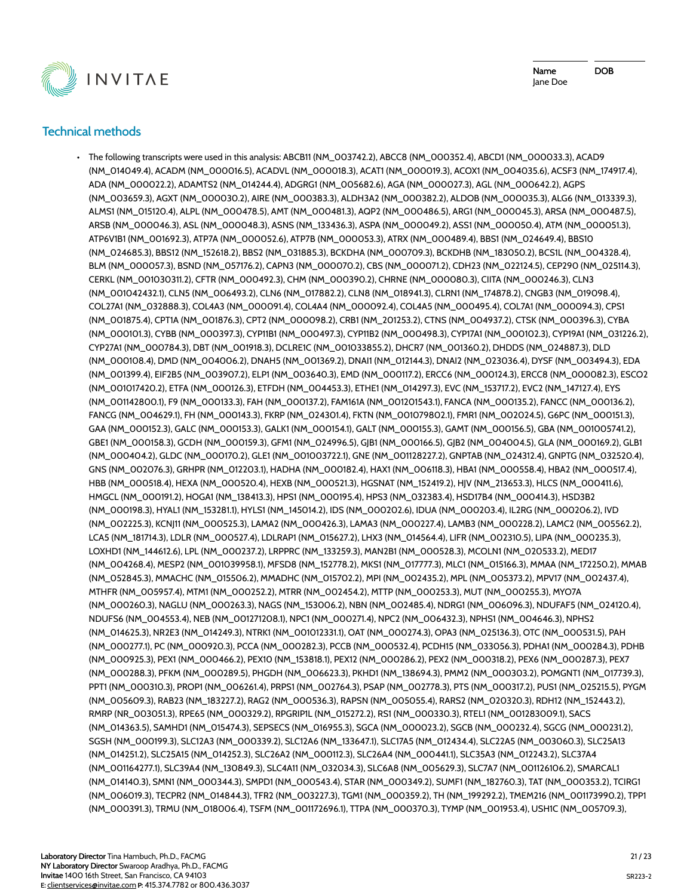## Technical methods

- The following transcripts were used in this analysis: ABCB11 (NM_003742.2), ABCC8 (NM_000352.4), ABCD1 (NM_000033.3), ACAD9 (NM_014049.4), ACADM (NM_000016.5), ACADVL (NM_000018.3), ACAT1 (NM_000019.3), ACOX1 (NM_004035.6), ACSF3 (NM_174917.4), ADA (NM_000022.2), ADAMTS2 (NM_014244.4), ADGRG1 (NM_005682.6), AGA (NM_000027.3), AGL (NM_000642.2), AGPS (NM_003659.3), AGXT (NM_000030.2), AIRE (NM_000383.3), ALDH3A2 (NM_000382.2), ALDOB (NM_000035.3), ALG6 (NM_013339.3), ALMS1 (NM_015120.4), ALPL (NM_000478.5), AMT (NM_000481.3), AQP2 (NM_000486.5), ARG1 (NM_000045.3), ARSA (NM_000487.5), ARSB (NM_000046.3), ASL (NM_000048.3), ASNS (NM_133436.3), ASPA (NM_000049.2), ASS1 (NM_000050.4), ATM (NM_000051.3), ATP6V1B1 (NM_001692.3), ATP7A (NM_000052.6), ATP7B (NM_000053.3), ATRX (NM_000489.4), BBS1 (NM_024649.4), BBS10 (NM_024685.3), BBS12 (NM_152618.2), BBS2 (NM_031885.3), BCKDHA (NM_000709.3), BCKDHB (NM_183050.2), BCS1L (NM_004328.4), BLM (NM_000057.3), BSND (NM_057176.2), CAPN3 (NM_000070.2), CBS (NM_000071.2), CDH23 (NM_022124.5), CEP290 (NM_025114.3), CERKL (NM_001030311.2), CFTR (NM_000492.3), CHM (NM_000390.2), CHRNE (NM_000080.3), CIITA (NM_000246.3), CLN3 (NM_001042432.1), CLN5 (NM_006493.2), CLN6 (NM_017882.2), CLN8 (NM_018941.3), CLRN1 (NM_174878.2), CNGB3 (NM_019098.4), COL27A1 (NM_032888.3), COL4A3 (NM_000091.4), COL4A4 (NM_000092.4), COL4A5 (NM_000495.4), COL7A1 (NM_000094.3), CPS1 (NM_001875.4), CPT1A (NM_001876.3), CPT2 (NM_000098.2), CRB1 (NM_201253.2), CTNS (NM_004937.2), CTSK (NM_000396.3), CYBA (NM_000101.3), CYBB (NM_000397.3), CYP11B1 (NM_000497.3), CYP11B2 (NM_000498.3), CYP17A1 (NM_000102.3), CYP19A1 (NM_031226.2), CYP27A1 (NM_000784.3), DBT (NM_001918.3), DCLRE1C (NM_001033855.2), DHCR7 (NM_001360.2), DHDDS (NM_024887.3), DLD (NM_000108.4), DMD (NM_004006.2), DNAH5 (NM_001369.2), DNAI1 (NM_012144.3), DNAI2 (NM_023036.4), DYSF (NM_003494.3), EDA (NM_001399.4), EIF2B5 (NM_003907.2), ELP1 (NM_003640.3), EMD (NM_000117.2), ERCC6 (NM_000124.3), ERCC8 (NM_000082.3), ESCO2 (NM_001017420.2), ETFA (NM_000126.3), ETFDH (NM_004453.3), ETHE1 (NM_014297.3), EVC (NM_153717.2), EVC2 (NM_147127.4), EYS (NM_001142800.1), F9 (NM_000133.3), FAH (NM_000137.2), FAM161A (NM_001201543.1), FANCA (NM_000135.2), FANCC (NM_000136.2), FANCG (NM_004629.1), FH (NM_000143.3), FKRP (NM_024301.4), FKTN (NM_001079802.1), FMR1 (NM_002024.5), G6PC (NM_000151.3), GAA (NM_000152.3), GALC (NM_000153.3), GALK1 (NM_000154.1), GALT (NM_000155.3), GAMT (NM_000156.5), GBA (NM_001005741.2), GBE1 (NM_000158.3), GCDH (NM_000159.3), GFM1 (NM_024996.5), GJB1 (NM_000166.5), GJB2 (NM_004004.5), GLA (NM_000169.2), GLB1 (NM_000404.2), GLDC (NM_000170.2), GLE1 (NM_001003722.1), GNE (NM_001128227.2), GNPTAB (NM_024312.4), GNPTG (NM_032520.4), GNS (NM_002076.3), GRHPR (NM_012203.1), HADHA (NM_000182.4), HAX1 (NM_006118.3), HBA1 (NM_000558.4), HBA2 (NM_000517.4), HBB (NM_000518.4), HEXA (NM_000520.4), HEXB (NM_000521.3), HGSNAT (NM_152419.2), HJV (NM_213653.3), HLCS (NM_000411.6), HMGCL (NM_000191.2), HOGA1 (NM_138413.3), HPS1 (NM_000195.4), HPS3 (NM_032383.4), HSD17B4 (NM_000414.3), HSD3B2 (NM_000198.3), HYAL1 (NM_153281.1), HYLS1 (NM_145014.2), IDS (NM_000202.6), IDUA (NM_000203.4), IL2RG (NM_000206.2), IVD (NM_002225.3), KCNJ11 (NM_000525.3), LAMA2 (NM_000426.3), LAMA3 (NM_000227.4), LAMB3 (NM_000228.2), LAMC2 (NM_005562.2), LCA5 (NM_181714.3), LDLR (NM_000527.4), LDLRAP1 (NM_015627.2), LHX3 (NM_014564.4), LIFR (NM_002310.5), LIPA (NM_000235.3), LOXHD1 (NM_144612.6), LPL (NM_000237.2), LRPPRC (NM_133259.3), MAN2B1 (NM_000528.3), MCOLN1 (NM_020533.2), MED17 (NM_004268.4), MESP2 (NM_001039958.1), MFSD8 (NM_152778.2), MKS1 (NM_017777.3), MLC1 (NM_015166.3), MMAA (NM_172250.2), MMAB (NM_052845.3), MMACHC (NM_015506.2), MMADHC (NM_015702.2), MPI (NM_002435.2), MPL (NM_005373.2), MPV17 (NM_002437.4), MTHFR (NM_005957.4), MTM1 (NM_000252.2), MTRR (NM_002454.2), MTTP (NM_000253.3), MUT (NM_000255.3), MYO7A (NM_000260.3), NAGLU (NM_000263.3), NAGS (NM_153006.2), NBN (NM_002485.4), NDRG1 (NM_006096.3), NDUFAF5 (NM_024120.4), NDUFS6 (NM_004553.4), NEB (NM_001271208.1), NPC1 (NM_000271.4), NPC2 (NM_006432.3), NPHS1 (NM_004646.3), NPHS2 (NM_014625.3), NR2E3 (NM_014249.3), NTRK1 (NM_001012331.1), OAT (NM_000274.3), OPA3 (NM_025136.3), OTC (NM_000531.5), PAH (NM_000277.1), PC (NM_000920.3), PCCA (NM_000282.3), PCCB (NM_000532.4), PCDH15 (NM_033056.3), PDHA1 (NM_000284.3), PDHB (NM_000925.3), PEX1 (NM_000466.2), PEX10 (NM_153818.1), PEX12 (NM_000286.2), PEX2 (NM_000318.2), PEX6 (NM_000287.3), PEX7 (NM_000288.3), PFKM (NM_000289.5), PHGDH (NM_006623.3), PKHD1 (NM_138694.3), PMM2 (NM_000303.2), POMGNT1 (NM_017739.3), PPT1 (NM_000310.3), PROP1 (NM_006261.4), PRPS1 (NM_002764.3), PSAP (NM_002778.3), PTS (NM_000317.2), PUS1 (NM_025215.5), PYGM (NM_005609.3), RAB23 (NM_183227.2), RAG2 (NM_000536.3), RAPSN (NM_005055.4), RARS2 (NM_020320.3), RDH12 (NM_152443.2), RMRP (NR_003051.3), RPE65 (NM_000329.2), RPGRIP1L (NM_015272.2), RS1 (NM_000330.3), RTEL1 (NM_001283009.1), SACS (NM_014363.5), SAMHD1 (NM_015474.3), SEPSECS (NM_016955.3), SGCA (NM_000023.2), SGCB (NM_000232.4), SGCG (NM_000231.2), SGSH (NM_000199.3), SLC12A3 (NM_000339.2), SLC12A6 (NM_133647.1), SLC17A5 (NM_012434.4), SLC22A5 (NM_003060.3), SLC25A13 (NM_014251.2), SLC25A15 (NM_014252.3), SLC26A2 (NM_000112.3), SLC26A4 (NM_000441.1), SLC35A3 (NM_012243.2), SLC37A4 (NM_001164277.1), SLC39A4 (NM_130849.3), SLC4A11 (NM_032034.3), SLC6A8 (NM_005629.3), SLC7A7 (NM_001126106.2), SMARCAL1 (NM_014140.3), SMN1 (NM_000344.3), SMPD1 (NM_000543.4), STAR (NM_000349.2), SUMF1 (NM_182760.3), TAT (NM_000353.2), TCIRG1 (NM_006019.3), TECPR2 (NM_014844.3), TFR2 (NM_003227.3), TGM1 (NM_000359.2), TH (NM_199292.2), TMEM216 (NM_001173990.2), TPP1 (NM_000391.3), TRMU (NM_018006.4), TSFM (NM_001172696.1), TTPA (NM_000370.3), TYMP (NM_001953.4), USH1C (NM_005709.3),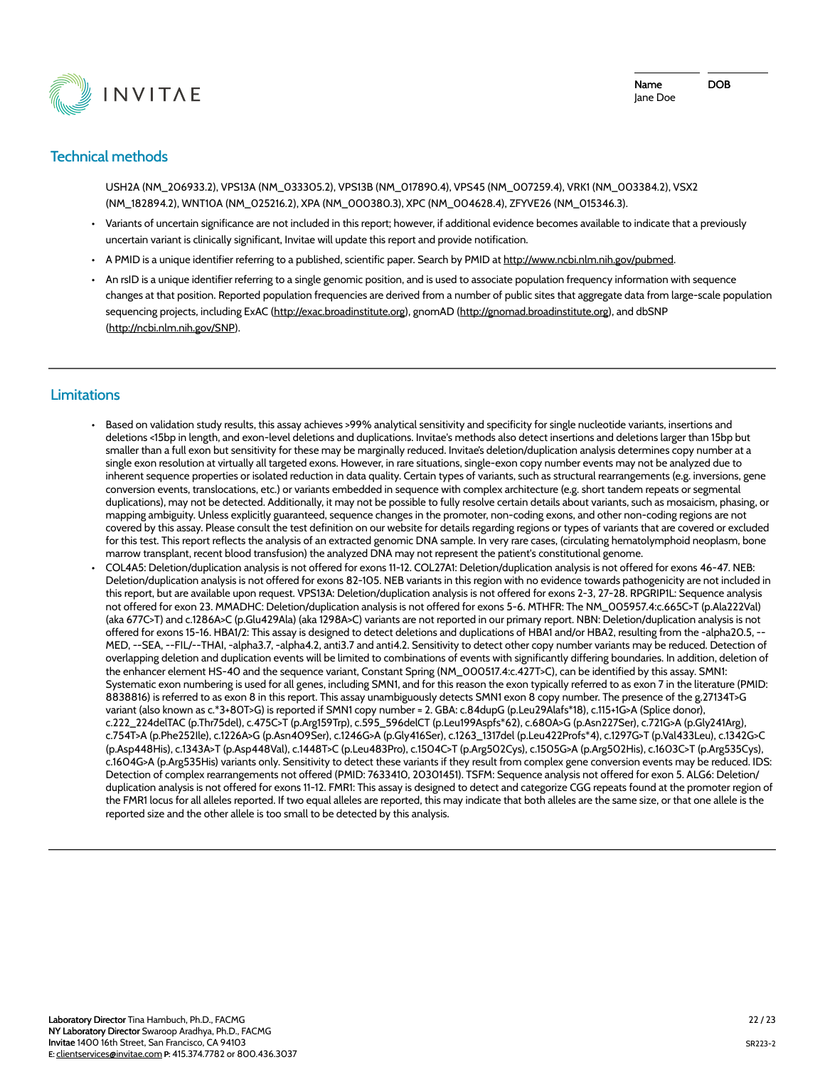## Technical methods

USH2A (NM_206933.2), VPS13A (NM_033305.2), VPS13B (NM_017890.4), VPS45 (NM_007259.4), VRK1 (NM_003384.2), VSX2 (NM_182894.2), WNT10A (NM_025216.2), XPA (NM_000380.3), XPC (NM_004628.4), ZFYVE26 (NM_015346.3).

- Variants of uncertain significance are not included in this report; however, if additional evidence becomes available to indicate that a previously uncertain variant is clinically significant, Invitae will update this report and provide notification.
- A PMID is a unique identifier referring to a published, scientific paper. Search by PMID at http://www.ncbi.nlm.nih.gov/pubmed.
- An rsID is a unique identifier referring to a single genomic position, and is used to associate population frequency information with sequence changes at that position. Reported population frequencies are derived from a number of public sites that aggregate data from large-scale population sequencing projects, including ExAC (http://exac.broadinstitute.org), gnomAD (http://gnomad.broadinstitute.org), and dbSNP (http://ncbi.nlm.nih.gov/SNP).

## Limitations

- Based on validation study results, this assay achieves >99% analytical sensitivity and specificity for single nucleotide variants, insertions and deletions <15bp in length, and exon-level deletions and duplications. Invitae's methods also detect insertions and deletions larger than 15bp but smaller than a full exon but sensitivity for these may be marginally reduced. Invitae's deletion/duplication analysis determines copy number at a single exon resolution at virtually all targeted exons. However, in rare situations, single-exon copy number events may not be analyzed due to inherent sequence properties or isolated reduction in data quality. Certain types of variants, such as structural rearrangements (e.g. inversions, gene conversion events, translocations, etc.) or variants embedded in sequence with complex architecture (e.g. short tandem repeats or segmental duplications), may not be detected. Additionally, it may not be possible to fully resolve certain details about variants, such as mosaicism, phasing, or mapping ambiguity. Unless explicitly guaranteed, sequence changes in the promoter, non-coding exons, and other non-coding regions are not covered by this assay. Please consult the test definition on our website for details regarding regions or types of variants that are covered or excluded for this test. This report reflects the analysis of an extracted genomic DNA sample. In very rare cases, (circulating hematolymphoid neoplasm, bone marrow transplant, recent blood transfusion) the analyzed DNA may not represent the patient's constitutional genome.
- COL4A5: Deletion/duplication analysis is not offered for exons 11-12. COL27A1: Deletion/duplication analysis is not offered for exons 46-47. NEB: Deletion/duplication analysis is not offered for exons 82-105. NEB variants in this region with no evidence towards pathogenicity are not included in this report, but are available upon request. VPS13A: Deletion/duplication analysis is not offered for exons 2-3, 27-28. RPGRIP1L: Sequence analysis not offered for exon 23. MMADHC: Deletion/duplication analysis is not offered for exons 5-6. MTHFR: The NM_005957.4:c.665C>T (p.Ala222Val) (aka 677C>T) and c.1286A>C (p.Glu429Ala) (aka 1298A>C) variants are not reported in our primary report. NBN: Deletion/duplication analysis is not offered for exons 15-16. HBA1/2: This assay is designed to detect deletions and duplications of HBA1 and/or HBA2, resulting from the -alpha20.5, --MED, --SEA, --FIL/--THAI, -alpha3.7, -alpha4.2, anti3.7 and anti4.2. Sensitivity to detect other copy number variants may be reduced. Detection of overlapping deletion and duplication events will be limited to combinations of events with significantly differing boundaries. In addition, deletion of the enhancer element HS-40 and the sequence variant, Constant Spring (NM_000517.4:c.427T>C), can be identified by this assay. SMN1: Systematic exon numbering is used for all genes, including SMN1, and for this reason the exon typically referred to as exon 7 in the literature (PMID: 8838816) is referred to as exon 8 in this report. This assay unambiguously detects SMN1 exon 8 copy number. The presence of the g.27134T>G variant (also known as c.*3+80T>G) is reported if SMN1 copy number = 2. GBA: c.84dupG (p.Leu29Alafs*18), c.115+1G>A (Splice donor), c.222_224delTAC (p.Thr75del), c.475C>T (p.Arg159Trp), c.595_596delCT (p.Leu199Aspfs*62), c.680A>G (p.Asn227Ser), c.721G>A (p.Gly241Arg), c.754T>A (p.Phe252Ile), c.1226A>G (p.Asn409Ser), c.1246G>A (p.Gly416Ser), c.1263_1317del (p.Leu422Profs*4), c.1297G>T (p.Val433Leu), c.1342G>C (p.Asp448His), c.1343A>T (p.Asp448Val), c.1448T>C (p.Leu483Pro), c.1504C>T (p.Arg502Cys), c.1505G>A (p.Arg502His), c.1603C>T (p.Arg535Cys), c.1604G>A (p.Arg535His) variants only. Sensitivity to detect these variants if they result from complex gene conversion events may be reduced. IDS: Detection of complex rearrangements not offered (PMID: 7633410, 20301451). TSFM: Sequence analysis not offered for exon 5. ALG6: Deletion/duplication analysis is not offered for exons 11-12. FMR1: This assay is designed to detect and categorize CGG repeats found at the promoter region of the FMR1 locus for all alleles reported. If two equal alleles are reported, this may indicate that both alleles are the same size, or that one allele is the reported size and the other allele is too small to be detected by this analysis.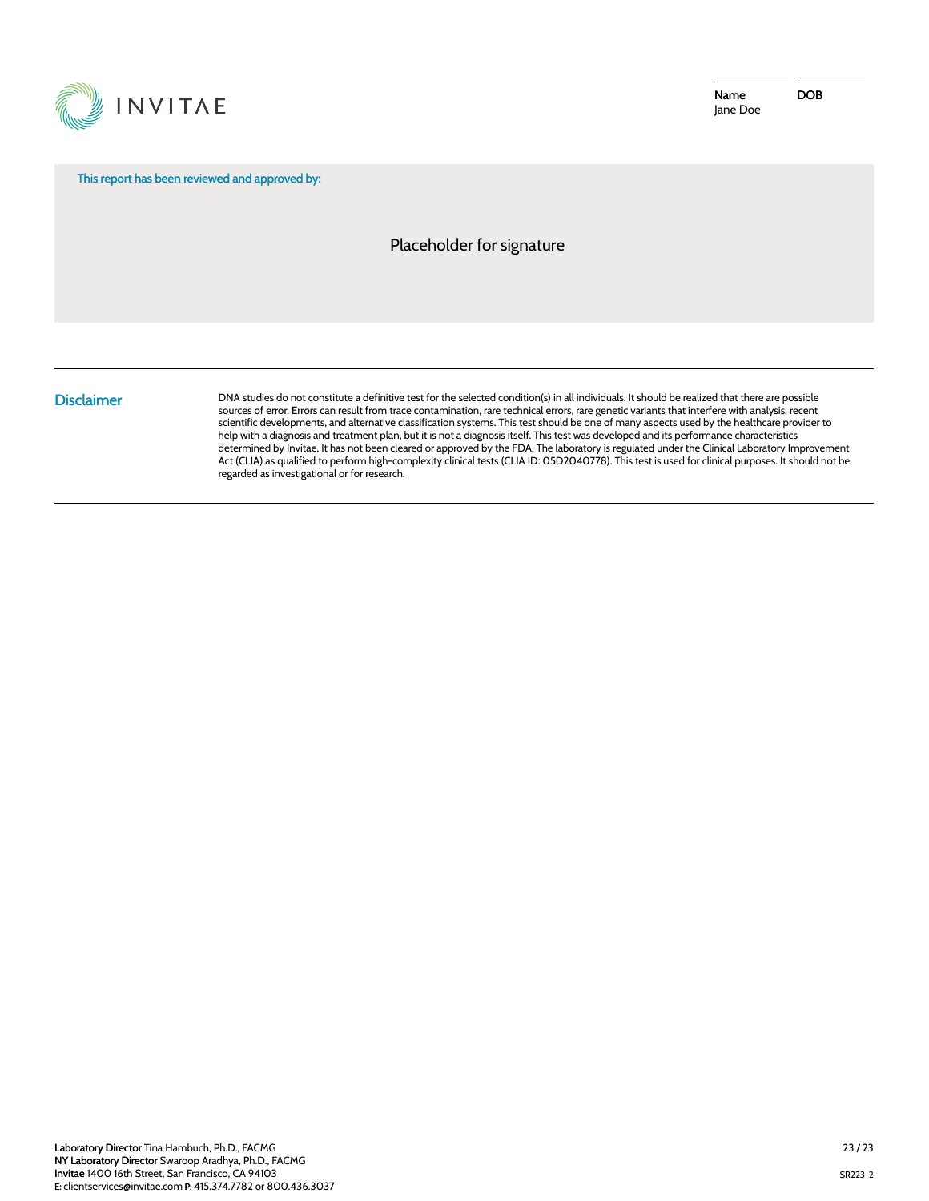| Name | DOB |
| --- | --- |
| Jane Doe | |

This report has been reviewed and approved by:

Placeholder for signature

## Disclaimer

DNA studies do not constitute a definitive test for the selected condition(s) in all individuals. It should be realized that there are possible sources of error. Errors can result from trace contamination, rare technical errors, rare genetic variants that interfere with analysis, recent scientific developments, and alternative classification systems. This test should be one of many aspects used by the healthcare provider to help with a diagnosis and treatment plan, but it is not a diagnosis itself. This test was developed and its performance characteristics determined by Invitae. It has not been cleared or approved by the FDA. The laboratory is regulated under the Clinical Laboratory Improvement Act (CLIA) as qualified to perform high-complexity clinical tests (CLIA ID: 05D2040778). This test is used for clinical purposes. It should not be regarded as investigational or for research.

**Laboratory Director** Tina Hambuch, Ph.D., FACMG
**NY Laboratory Director** Swaroop Aradhya, Ph.D., FACMG
**Invitae** 1400 16th Street, San Francisco, CA 94103
E: clientservices@invitae.com **P:** 415.374.7782 or 800.436.3037

SR223-2